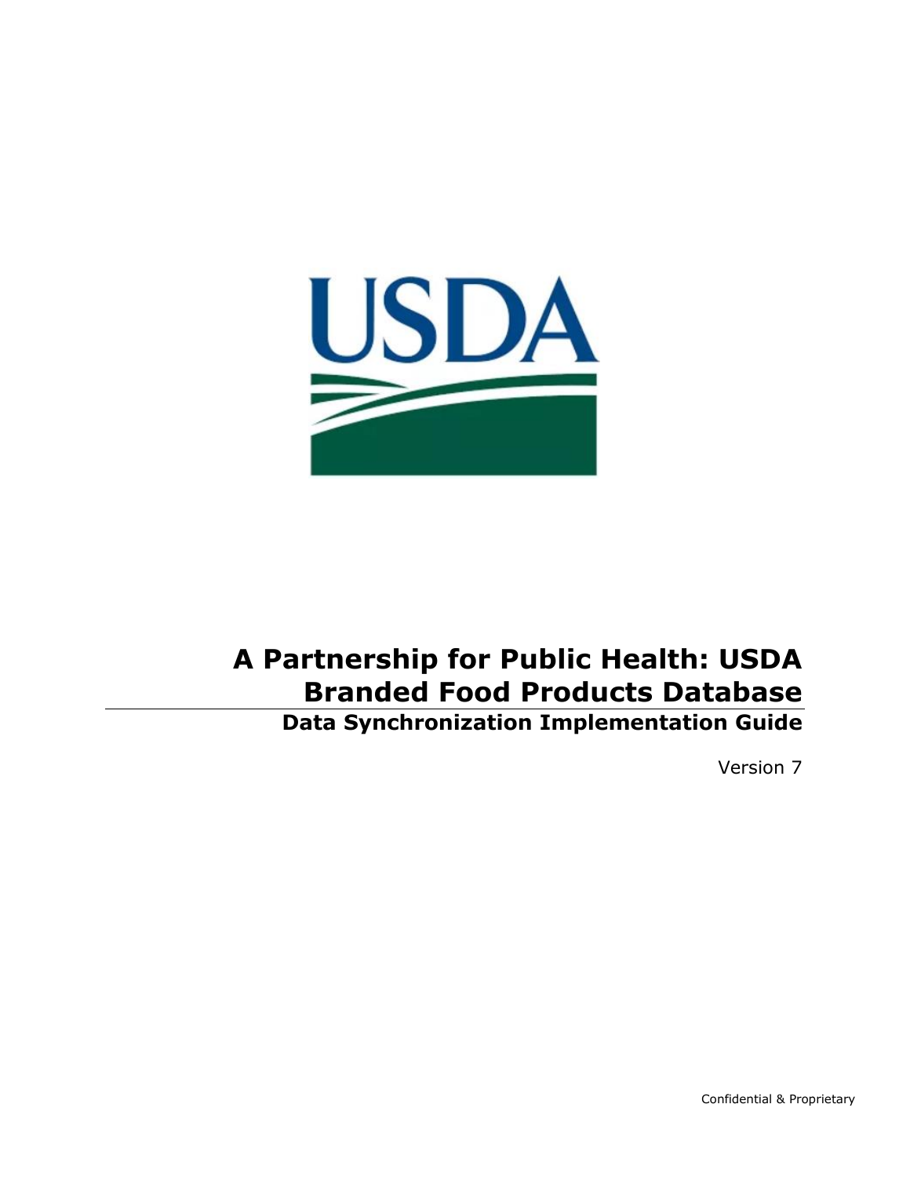# A Partnership for Public Health: USDA Branded Food Products Database

## Data Synchronization Implementation Guide

Version 7

Confidential & Proprietary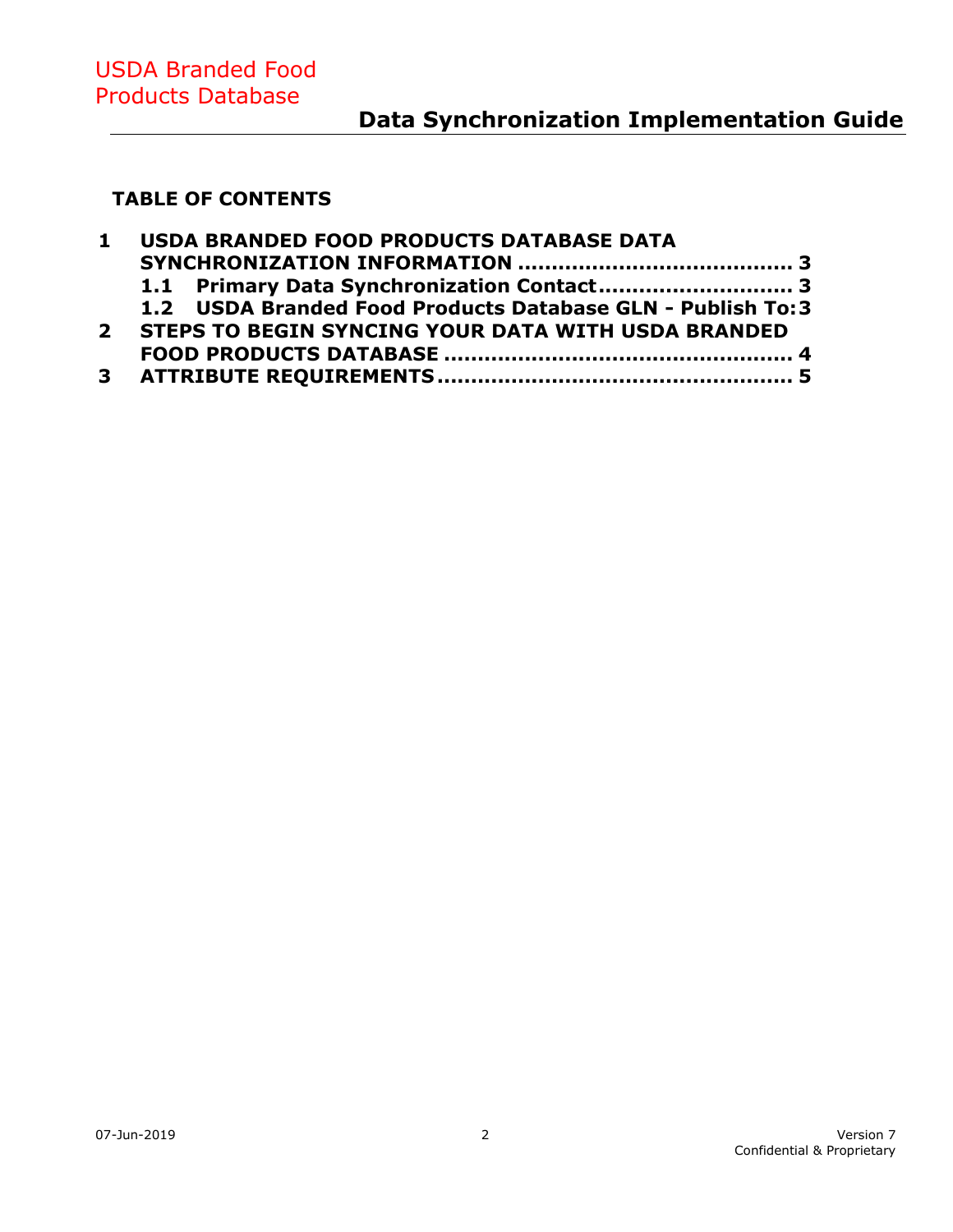**TABLE OF CONTENTS**

**1 USDA BRANDED FOOD PRODUCTS DATABASE DATA SYNCHRONIZATION INFORMATION ........................................ 3**

**1.1 Primary Data Synchronization Contact............................ 3**

**1.2 USDA Branded Food Products Database GLN - Publish To: 3**

**2 STEPS TO BEGIN SYNCING YOUR DATA WITH USDA BRANDED FOOD PRODUCTS DATABASE ................................................... 4**

**3 ATTRIBUTE REQUIREMENTS.................................................... 5**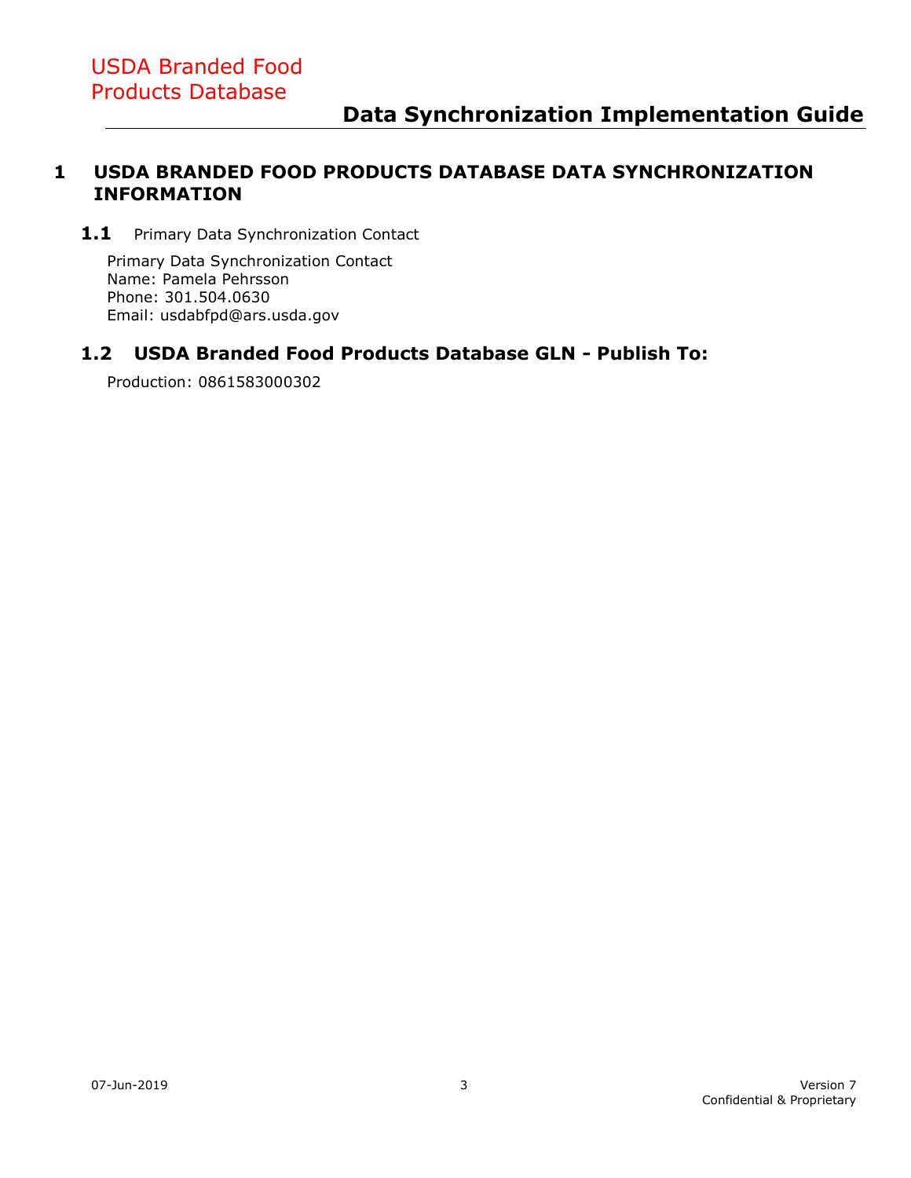# 1 USDA BRANDED FOOD PRODUCTS DATABASE DATA SYNCHRONIZATION INFORMATION

## 1.1 Primary Data Synchronization Contact

Primary Data Synchronization Contact
Name: Pamela Pehrsson
Phone: 301.504.0630
Email: usdabfpd@ars.usda.gov

## 1.2 USDA Branded Food Products Database GLN - Publish To:

Production: 0861583000302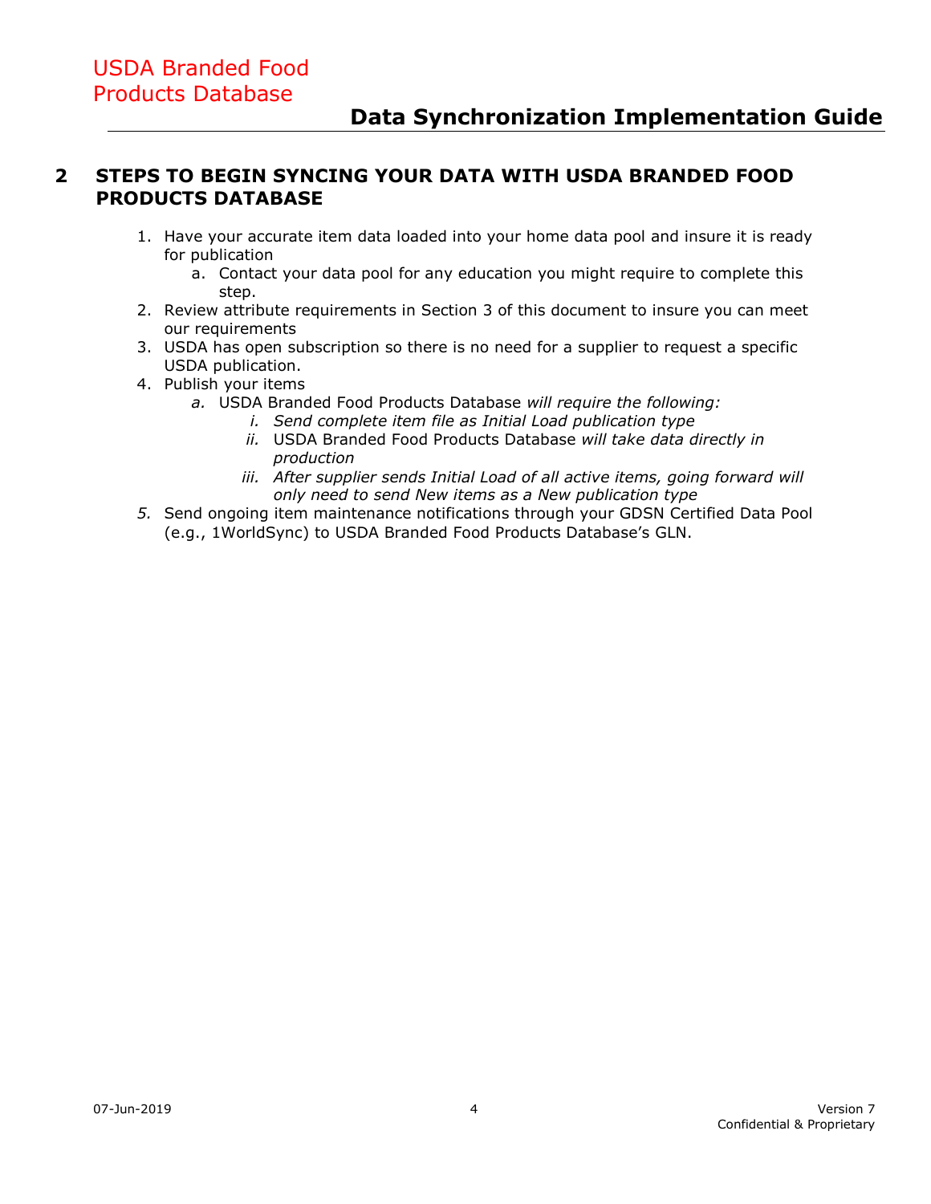## 2 STEPS TO BEGIN SYNCING YOUR DATA WITH USDA BRANDED FOOD PRODUCTS DATABASE

1. Have your accurate item data loaded into your home data pool and insure it is ready for publication
   a. Contact your data pool for any education you might require to complete this step.
2. Review attribute requirements in Section 3 of this document to insure you can meet our requirements
3. USDA has open subscription so there is no need for a supplier to request a specific USDA publication.
4. Publish your items
   *a.* USDA Branded Food Products Database *will require the following:*
      *i. Send complete item file as Initial Load publication type*
      *ii.* USDA Branded Food Products Database *will take data directly in production*
      *iii. After supplier sends Initial Load of all active items, going forward will only need to send New items as a New publication type*
*5.* Send ongoing item maintenance notifications through your GDSN Certified Data Pool (e.g., 1WorldSync) to USDA Branded Food Products Database's GLN.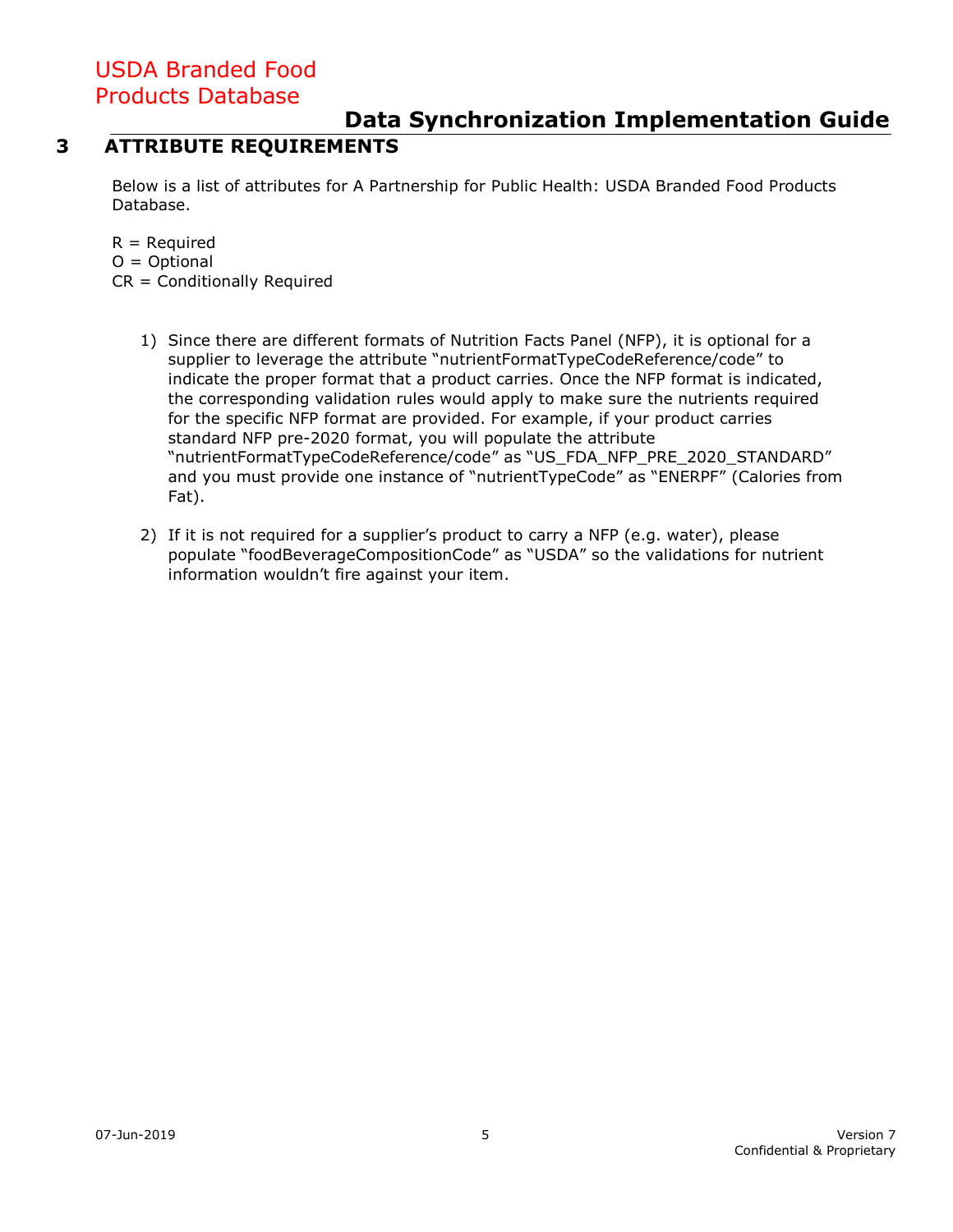# 3 ATTRIBUTE REQUIREMENTS

Below is a list of attributes for A Partnership for Public Health: USDA Branded Food Products Database.

R = Required
O = Optional
CR = Conditionally Required

1) Since there are different formats of Nutrition Facts Panel (NFP), it is optional for a supplier to leverage the attribute "nutrientFormatTypeCodeReference/code" to indicate the proper format that a product carries. Once the NFP format is indicated, the corresponding validation rules would apply to make sure the nutrients required for the specific NFP format are provided. For example, if your product carries standard NFP pre-2020 format, you will populate the attribute "nutrientFormatTypeCodeReference/code" as "US_FDA_NFP_PRE_2020_STANDARD" and you must provide one instance of "nutrientTypeCode" as "ENERPF" (Calories from Fat).

2) If it is not required for a supplier's product to carry a NFP (e.g. water), please populate "foodBeverageCompositionCode" as "USDA" so the validations for nutrient information wouldn't fire against your item.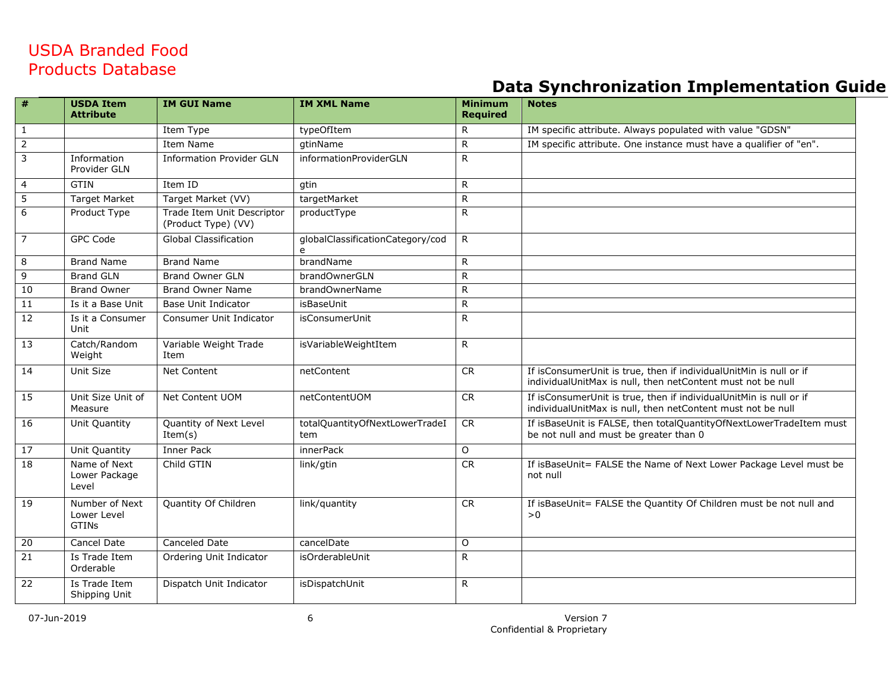| # | USDA Item Attribute | IM GUI Name | IM XML Name | Minimum Required | Notes |
|---|---|---|---|---|---|
| 1 | | Item Type | typeOfItem | R | IM specific attribute. Always populated with value "GDSN" |
| 2 | | Item Name | gtinName | R | IM specific attribute. One instance must have a qualifier of "en". |
| 3 | Information Provider GLN | Information Provider GLN | informationProviderGLN | R | |
| 4 | GTIN | Item ID | gtin | R | |
| 5 | Target Market | Target Market (VV) | targetMarket | R | |
| 6 | Product Type | Trade Item Unit Descriptor (Product Type) (VV) | productType | R | |
| 7 | GPC Code | Global Classification | globalClassificationCategory/code | R | |
| 8 | Brand Name | Brand Name | brandName | R | |
| 9 | Brand GLN | Brand Owner GLN | brandOwnerGLN | R | |
| 10 | Brand Owner | Brand Owner Name | brandOwnerName | R | |
| 11 | Is it a Base Unit | Base Unit Indicator | isBaseUnit | R | |
| 12 | Is it a Consumer Unit | Consumer Unit Indicator | isConsumerUnit | R | |
| 13 | Catch/Random Weight | Variable Weight Trade Item | isVariableWeightItem | R | |
| 14 | Unit Size | Net Content | netContent | CR | If isConsumerUnit is true, then if individualUnitMin is null or if individualUnitMax is null, then netContent must not be null |
| 15 | Unit Size Unit of Measure | Net Content UOM | netContentUOM | CR | If isConsumerUnit is true, then if individualUnitMin is null or if individualUnitMax is null, then netContent must not be null |
| 16 | Unit Quantity | Quantity of Next Level Item(s) | totalQuantityOfNextLowerTradeItem | CR | If isBaseUnit is FALSE, then totalQuantityOfNextLowerTradeItem must be not null and must be greater than 0 |
| 17 | Unit Quantity | Inner Pack | innerPack | O | |
| 18 | Name of Next Lower Package Level | Child GTIN | link/gtin | CR | If isBaseUnit= FALSE the Name of Next Lower Package Level must be not null |
| 19 | Number of Next Lower Level GTINs | Quantity Of Children | link/quantity | CR | If isBaseUnit= FALSE the Quantity Of Children must be not null and >0 |
| 20 | Cancel Date | Canceled Date | cancelDate | O | |
| 21 | Is Trade Item Orderable | Ordering Unit Indicator | isOrderableUnit | R | |
| 22 | Is Trade Item Shipping Unit | Dispatch Unit Indicator | isDispatchUnit | R | |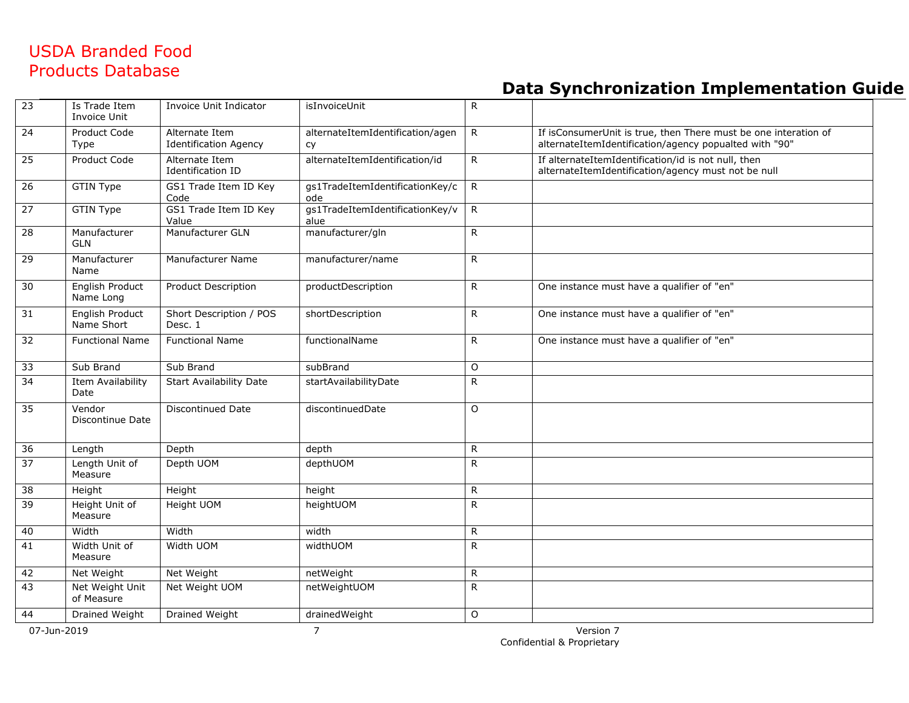| 23 | Is Trade Item Invoice Unit | Invoice Unit Indicator | isInvoiceUnit | R | |
|---|---|---|---|---|---|
| 24 | Product Code Type | Alternate Item Identification Agency | alternateItemIdentification/agency | R | If isConsumerUnit is true, then There must be one interation of alternateItemIdentification/agency popualted with "90" |
| 25 | Product Code | Alternate Item Identification ID | alternateItemIdentification/id | R | If alternateItemIdentification/id is not null, then alternateItemIdentification/agency must not be null |
| 26 | GTIN Type | GS1 Trade Item ID Key Code | gs1TradeItemIdentificationKey/code | R | |
| 27 | GTIN Type | GS1 Trade Item ID Key Value | gs1TradeItemIdentificationKey/value | R | |
| 28 | Manufacturer GLN | Manufacturer GLN | manufacturer/gln | R | |
| 29 | Manufacturer Name | Manufacturer Name | manufacturer/name | R | |
| 30 | English Product Name Long | Product Description | productDescription | R | One instance must have a qualifier of "en" |
| 31 | English Product Name Short | Short Description / POS Desc. 1 | shortDescription | R | One instance must have a qualifier of "en" |
| 32 | Functional Name | Functional Name | functionalName | R | One instance must have a qualifier of "en" |
| 33 | Sub Brand | Sub Brand | subBrand | O | |
| 34 | Item Availability Date | Start Availability Date | startAvailabilityDate | R | |
| 35 | Vendor Discontinue Date | Discontinued Date | discontinuedDate | O | |
| 36 | Length | Depth | depth | R | |
| 37 | Length Unit of Measure | Depth UOM | depthUOM | R | |
| 38 | Height | Height | height | R | |
| 39 | Height Unit of Measure | Height UOM | heightUOM | R | |
| 40 | Width | Width | width | R | |
| 41 | Width Unit of Measure | Width UOM | widthUOM | R | |
| 42 | Net Weight | Net Weight | netWeight | R | |
| 43 | Net Weight Unit of Measure | Net Weight UOM | netWeightUOM | R | |
| 44 | Drained Weight | Drained Weight | drainedWeight | O | |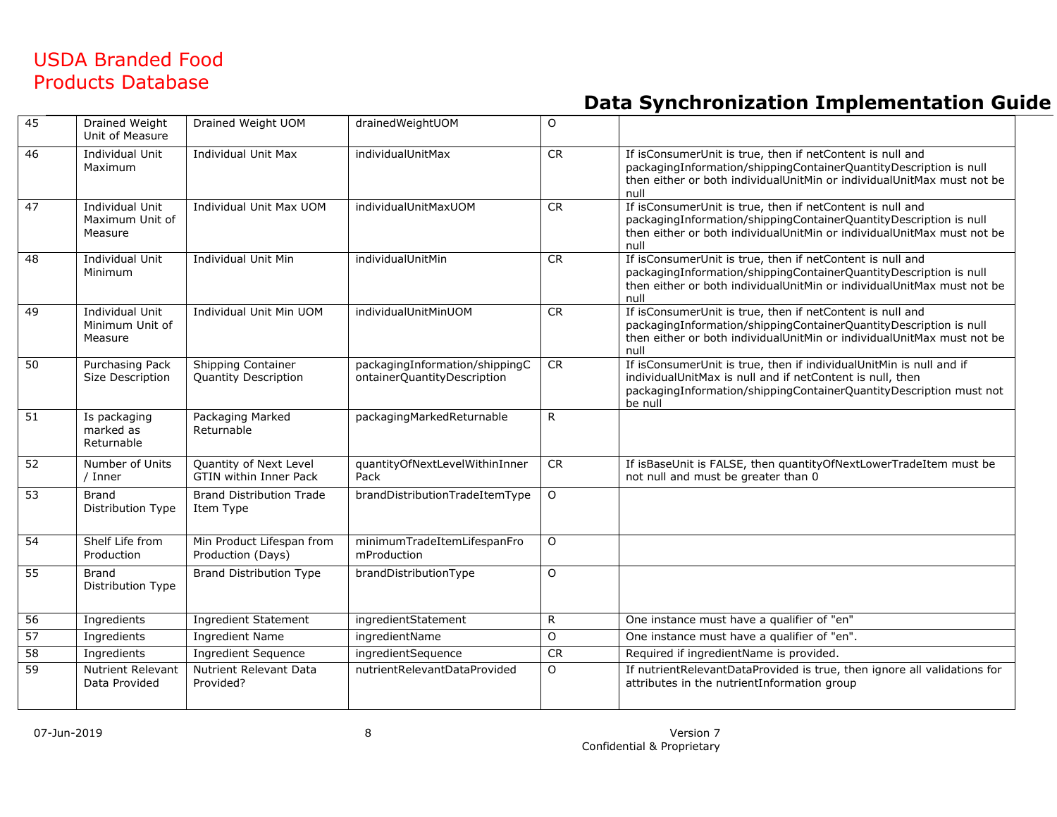| 45 | Drained Weight Unit of Measure | Drained Weight UOM | drainedWeightUOM | O | |
|---|---|---|---|---|---|
| 46 | Individual Unit Maximum | Individual Unit Max | individualUnitMax | CR | If isConsumerUnit is true, then if netContent is null and packagingInformation/shippingContainerQuantityDescription is null then either or both individualUnitMin or individualUnitMax must not be null |
| 47 | Individual Unit Maximum Unit of Measure | Individual Unit Max UOM | individualUnitMaxUOM | CR | If isConsumerUnit is true, then if netContent is null and packagingInformation/shippingContainerQuantityDescription is null then either or both individualUnitMin or individualUnitMax must not be null |
| 48 | Individual Unit Minimum | Individual Unit Min | individualUnitMin | CR | If isConsumerUnit is true, then if netContent is null and packagingInformation/shippingContainerQuantityDescription is null then either or both individualUnitMin or individualUnitMax must not be null |
| 49 | Individual Unit Minimum Unit of Measure | Individual Unit Min UOM | individualUnitMinUOM | CR | If isConsumerUnit is true, then if netContent is null and packagingInformation/shippingContainerQuantityDescription is null then either or both individualUnitMin or individualUnitMax must not be null |
| 50 | Purchasing Pack Size Description | Shipping Container Quantity Description | packagingInformation/shippingContainerQuantityDescription | CR | If isConsumerUnit is true, then if individualUnitMin is null and if individualUnitMax is null and if netContent is null, then packagingInformation/shippingContainerQuantityDescription must not be null |
| 51 | Is packaging marked as Returnable | Packaging Marked Returnable | packagingMarkedReturnable | R | |
| 52 | Number of Units / Inner | Quantity of Next Level GTIN within Inner Pack | quantityOfNextLevelWithinInnerPack | CR | If isBaseUnit is FALSE, then quantityOfNextLowerTradeItem must be not null and must be greater than 0 |
| 53 | Brand Distribution Type | Brand Distribution Trade Item Type | brandDistributionTradeItemType | O | |
| 54 | Shelf Life from Production | Min Product Lifespan from Production (Days) | minimumTradeItemLifespanFromProduction | O | |
| 55 | Brand Distribution Type | Brand Distribution Type | brandDistributionType | O | |
| 56 | Ingredients | Ingredient Statement | ingredientStatement | R | One instance must have a qualifier of "en" |
| 57 | Ingredients | Ingredient Name | ingredientName | O | One instance must have a qualifier of "en". |
| 58 | Ingredients | Ingredient Sequence | ingredientSequence | CR | Required if ingredientName is provided. |
| 59 | Nutrient Relevant Data Provided | Nutrient Relevant Data Provided? | nutrientRelevantDataProvided | O | If nutrientRelevantDataProvided is true, then ignore all validations for attributes in the nutrientInformation group |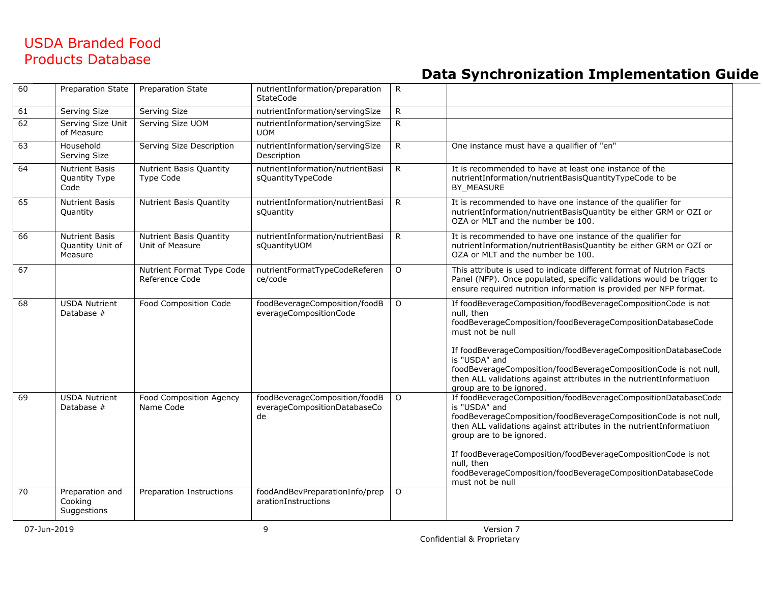| 60 | Preparation State | Preparation State | nutrientInformation/preparationStateCode | R | |
|---|---|---|---|---|---|
| 61 | Serving Size | Serving Size | nutrientInformation/servingSize | R | |
| 62 | Serving Size Unit of Measure | Serving Size UOM | nutrientInformation/servingSizeUOM | R | |
| 63 | Household Serving Size | Serving Size Description | nutrientInformation/servingSizeDescription | R | One instance must have a qualifier of "en" |
| 64 | Nutrient Basis Quantity Type Code | Nutrient Basis Quantity Type Code | nutrientInformation/nutrientBasisQuantityTypeCode | R | It is recommended to have at least one instance of the nutrientInformation/nutrientBasisQuantityTypeCode to be BY_MEASURE |
| 65 | Nutrient Basis Quantity | Nutrient Basis Quantity | nutrientInformation/nutrientBasisQuantity | R | It is recommended to have one instance of the qualifier for nutrientInformation/nutrientBasisQuantity be either GRM or OZI or OZA or MLT and the number be 100. |
| 66 | Nutrient Basis Quantity Unit of Measure | Nutrient Basis Quantity Unit of Measure | nutrientInformation/nutrientBasisQuantityUOM | R | It is recommended to have one instance of the qualifier for nutrientInformation/nutrientBasisQuantity be either GRM or OZI or OZA or MLT and the number be 100. |
| 67 | | Nutrient Format Type Code Reference Code | nutrientFormatTypeCodeReference/code | O | This attribute is used to indicate different format of Nutrion Facts Panel (NFP). Once populated, specific validations would be trigger to ensure required nutrition information is provided per NFP format. |
| 68 | USDA Nutrient Database # | Food Composition Code | foodBeverageComposition/foodBeverageCompositionCode | O | If foodBeverageComposition/foodBeverageCompositionCode is not null, then foodBeverageComposition/foodBeverageCompositionDatabaseCode must not be null<br><br>If foodBeverageComposition/foodBeverageCompositionDatabaseCode is "USDA" and foodBeverageComposition/foodBeverageCompositionCode is not null, then ALL validations against attributes in the nutrientInformatiuon group are to be ignored. |
| 69 | USDA Nutrient Database # | Food Composition Agency Name Code | foodBeverageComposition/foodBeverageCompositionDatabaseCode | O | If foodBeverageComposition/foodBeverageCompositionDatabaseCode is "USDA" and foodBeverageComposition/foodBeverageCompositionCode is not null, then ALL validations against attributes in the nutrientInformatiuon group are to be ignored.<br><br>If foodBeverageComposition/foodBeverageCompositionCode is not null, then foodBeverageComposition/foodBeverageCompositionDatabaseCode must not be null |
| 70 | Preparation and Cooking Suggestions | Preparation Instructions | foodAndBevPreparationInfo/preparationInstructions | O | |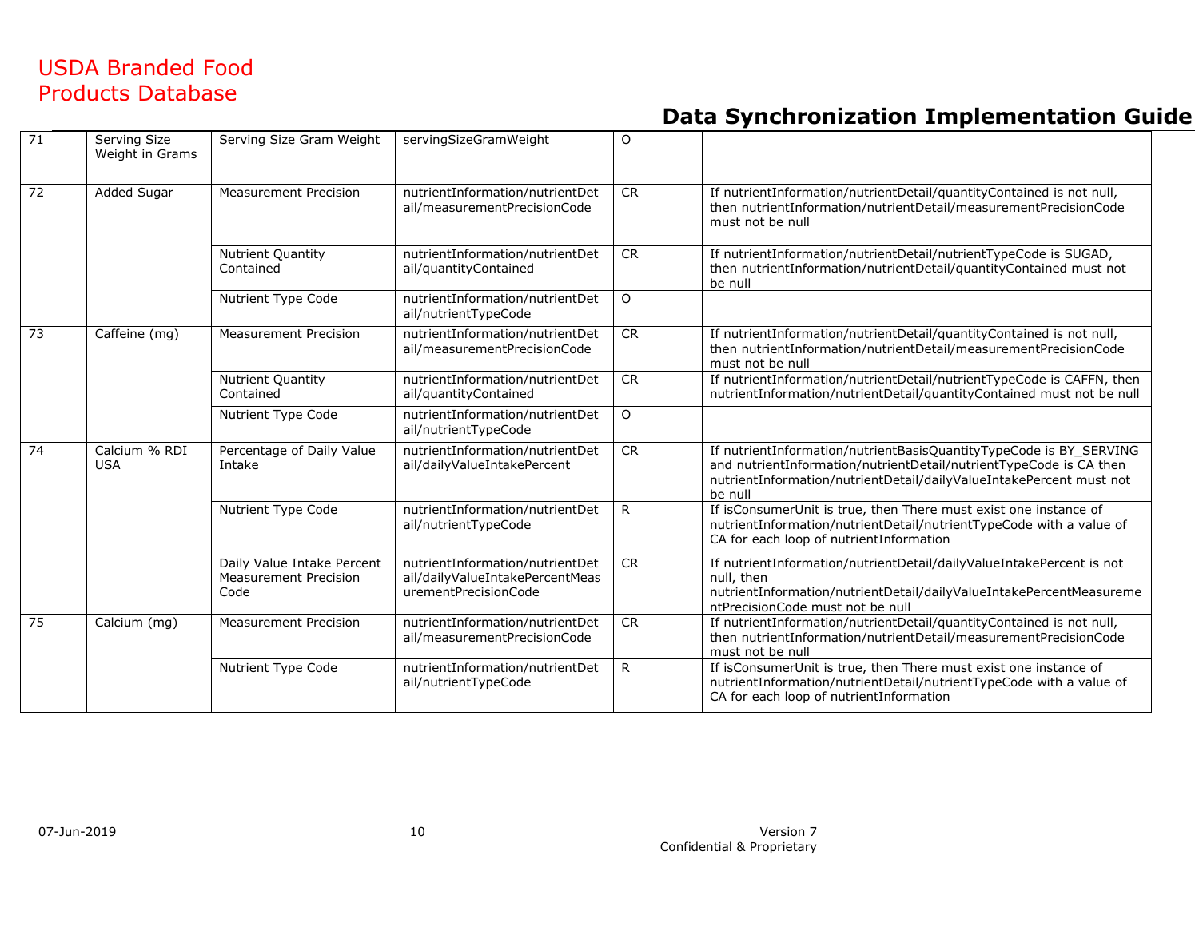| | | | | | |
|---|---|---|---|---|---|
| 71 | Serving Size Weight in Grams | Serving Size Gram Weight | servingSizeGramWeight | O | |
| 72 | Added Sugar | Measurement Precision | nutrientInformation/nutrientDetail/measurementPrecisionCode | CR | If nutrientInformation/nutrientDetail/quantityContained is not null, then nutrientInformation/nutrientDetail/measurementPrecisionCode must not be null |
| | | Nutrient Quantity Contained | nutrientInformation/nutrientDetail/quantityContained | CR | If nutrientInformation/nutrientDetail/nutrientTypeCode is SUGAD, then nutrientInformation/nutrientDetail/quantityContained must not be null |
| | | Nutrient Type Code | nutrientInformation/nutrientDetail/nutrientTypeCode | O | |
| 73 | Caffeine (mg) | Measurement Precision | nutrientInformation/nutrientDetail/measurementPrecisionCode | CR | If nutrientInformation/nutrientDetail/quantityContained is not null, then nutrientInformation/nutrientDetail/measurementPrecisionCode must not be null |
| | | Nutrient Quantity Contained | nutrientInformation/nutrientDetail/quantityContained | CR | If nutrientInformation/nutrientDetail/nutrientTypeCode is CAFFN, then nutrientInformation/nutrientDetail/quantityContained must not be null |
| | | Nutrient Type Code | nutrientInformation/nutrientDetail/nutrientTypeCode | O | |
| 74 | Calcium % RDI USA | Percentage of Daily Value Intake | nutrientInformation/nutrientDetail/dailyValueIntakePercent | CR | If nutrientInformation/nutrientBasisQuantityTypeCode is BY_SERVING and nutrientInformation/nutrientDetail/nutrientTypeCode is CA then nutrientInformation/nutrientDetail/dailyValueIntakePercent must not be null |
| | | Nutrient Type Code | nutrientInformation/nutrientDetail/nutrientTypeCode | R | If isConsumerUnit is true, then There must exist one instance of nutrientInformation/nutrientDetail/nutrientTypeCode with a value of CA for each loop of nutrientInformation |
| | | Daily Value Intake Percent Measurement Precision Code | nutrientInformation/nutrientDetail/dailyValueIntakePercentMeasurementPrecisionCode | CR | If nutrientInformation/nutrientDetail/dailyValueIntakePercent is not null, then nutrientInformation/nutrientDetail/dailyValueIntakePercentMeasurementPrecisionCode must not be null |
| 75 | Calcium (mg) | Measurement Precision | nutrientInformation/nutrientDetail/measurementPrecisionCode | CR | If nutrientInformation/nutrientDetail/quantityContained is not null, then nutrientInformation/nutrientDetail/measurementPrecisionCode must not be null |
| | | Nutrient Type Code | nutrientInformation/nutrientDetail/nutrientTypeCode | R | If isConsumerUnit is true, then There must exist one instance of nutrientInformation/nutrientDetail/nutrientTypeCode with a value of CA for each loop of nutrientInformation |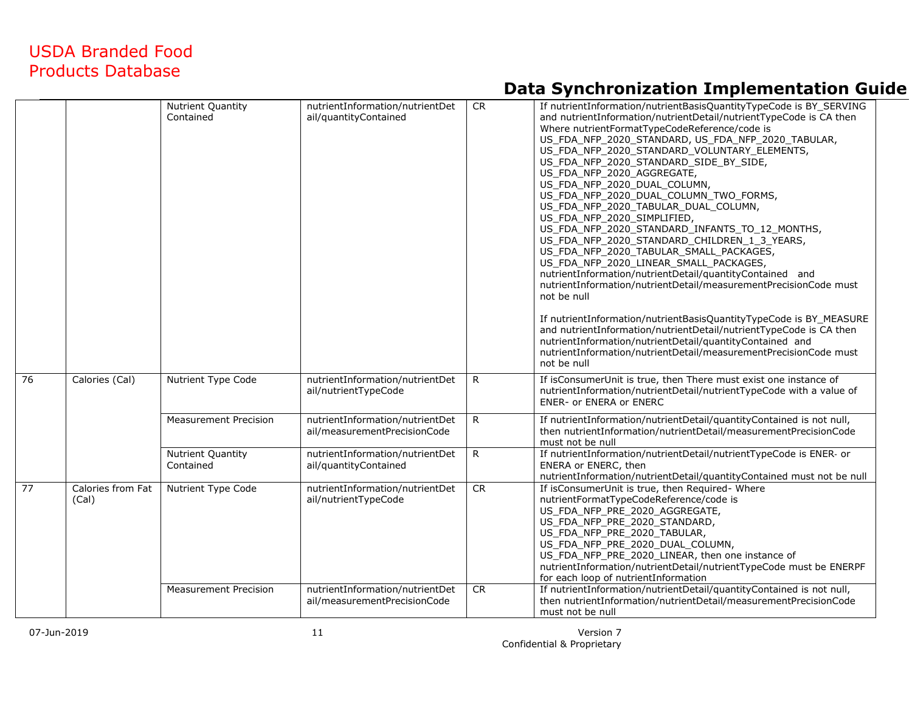| | | | | | |
|---|---|---|---|---|---|
| | | Nutrient Quantity Contained | nutrientInformation/nutrientDetail/quantityContained | CR | If nutrientInformation/nutrientBasisQuantityTypeCode is BY_SERVING and nutrientInformation/nutrientDetail/nutrientTypeCode is CA then Where nutrientFormatTypeCodeReference/code is US_FDA_NFP_2020_STANDARD, US_FDA_NFP_2020_TABULAR, US_FDA_NFP_2020_STANDARD_VOLUNTARY_ELEMENTS, US_FDA_NFP_2020_STANDARD_SIDE_BY_SIDE, US_FDA_NFP_2020_AGGREGATE, US_FDA_NFP_2020_DUAL_COLUMN, US_FDA_NFP_2020_DUAL_COLUMN_TWO_FORMS, US_FDA_NFP_2020_TABULAR_DUAL_COLUMN, US_FDA_NFP_2020_SIMPLIFIED, US_FDA_NFP_2020_STANDARD_INFANTS_TO_12_MONTHS, US_FDA_NFP_2020_STANDARD_CHILDREN_1_3_YEARS, US_FDA_NFP_2020_TABULAR_SMALL_PACKAGES, US_FDA_NFP_2020_LINEAR_SMALL_PACKAGES, nutrientInformation/nutrientDetail/quantityContained and nutrientInformation/nutrientDetail/measurementPrecisionCode must not be null<br><br>If nutrientInformation/nutrientBasisQuantityTypeCode is BY_MEASURE and nutrientInformation/nutrientDetail/nutrientTypeCode is CA then nutrientInformation/nutrientDetail/quantityContained and nutrientInformation/nutrientDetail/measurementPrecisionCode must not be null |
| 76 | Calories (Cal) | Nutrient Type Code | nutrientInformation/nutrientDetail/nutrientTypeCode | R | If isConsumerUnit is true, then There must exist one instance of nutrientInformation/nutrientDetail/nutrientTypeCode with a value of ENER- or ENERA or ENERC |
| | | Measurement Precision | nutrientInformation/nutrientDetail/measurementPrecisionCode | R | If nutrientInformation/nutrientDetail/quantityContained is not null, then nutrientInformation/nutrientDetail/measurementPrecisionCode must not be null |
| | | Nutrient Quantity Contained | nutrientInformation/nutrientDetail/quantityContained | R | If nutrientInformation/nutrientDetail/nutrientTypeCode is ENER- or ENERA or ENERC, then nutrientInformation/nutrientDetail/quantityContained must not be null |
| 77 | Calories from Fat (Cal) | Nutrient Type Code | nutrientInformation/nutrientDetail/nutrientTypeCode | CR | If isConsumerUnit is true, then Required- Where nutrientFormatTypeCodeReference/code is US_FDA_NFP_PRE_2020_AGGREGATE, US_FDA_NFP_PRE_2020_STANDARD, US_FDA_NFP_PRE_2020_TABULAR, US_FDA_NFP_PRE_2020_DUAL_COLUMN, US_FDA_NFP_PRE_2020_LINEAR, then one instance of nutrientInformation/nutrientDetail/nutrientTypeCode must be ENERPF for each loop of nutrientInformation |
| | | Measurement Precision | nutrientInformation/nutrientDetail/measurementPrecisionCode | CR | If nutrientInformation/nutrientDetail/quantityContained is not null, then nutrientInformation/nutrientDetail/measurementPrecisionCode must not be null |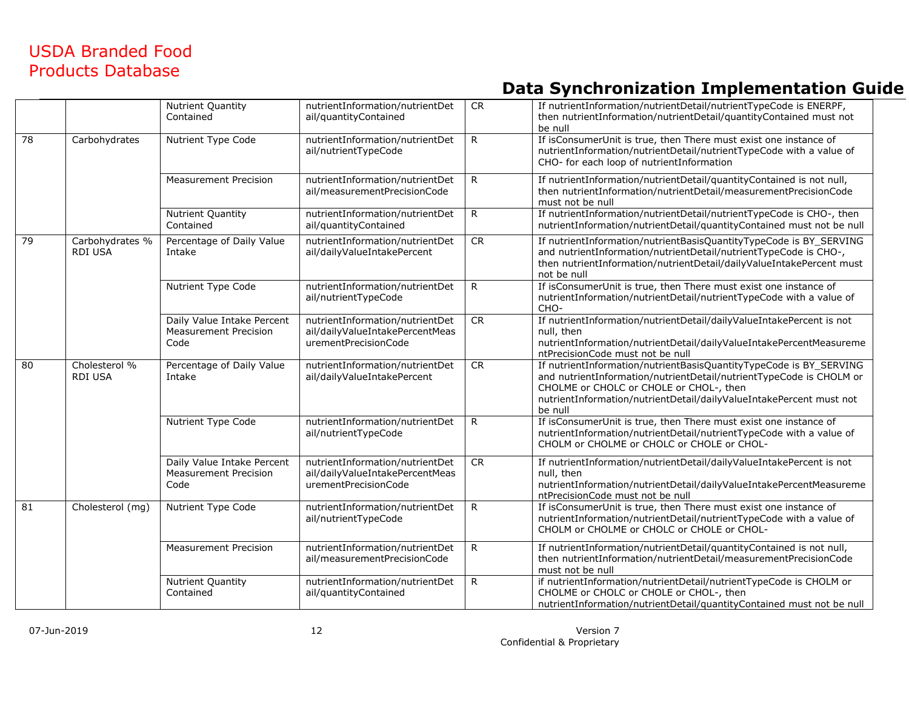| | | | | | |
|---|---|---|---|---|---|
| | | Nutrient Quantity Contained | nutrientInformation/nutrientDetail/quantityContained | CR | If nutrientInformation/nutrientDetail/nutrientTypeCode is ENERPF, then nutrientInformation/nutrientDetail/quantityContained must not be null |
| 78 | Carbohydrates | Nutrient Type Code | nutrientInformation/nutrientDetail/nutrientTypeCode | R | If isConsumerUnit is true, then There must exist one instance of nutrientInformation/nutrientDetail/nutrientTypeCode with a value of CHO- for each loop of nutrientInformation |
| | | Measurement Precision | nutrientInformation/nutrientDetail/measurementPrecisionCode | R | If nutrientInformation/nutrientDetail/quantityContained is not null, then nutrientInformation/nutrientDetail/measurementPrecisionCode must not be null |
| | | Nutrient Quantity Contained | nutrientInformation/nutrientDetail/quantityContained | R | If nutrientInformation/nutrientDetail/nutrientTypeCode is CHO-, then nutrientInformation/nutrientDetail/quantityContained must not be null |
| 79 | Carbohydrates % RDI USA | Percentage of Daily Value Intake | nutrientInformation/nutrientDetail/dailyValueIntakePercent | CR | If nutrientInformation/nutrientBasisQuantityTypeCode is BY_SERVING and nutrientInformation/nutrientDetail/nutrientTypeCode is CHO-, then nutrientInformation/nutrientDetail/dailyValueIntakePercent must not be null |
| | | Nutrient Type Code | nutrientInformation/nutrientDetail/nutrientTypeCode | R | If isConsumerUnit is true, then There must exist one instance of nutrientInformation/nutrientDetail/nutrientTypeCode with a value of CHO- |
| | | Daily Value Intake Percent Measurement Precision Code | nutrientInformation/nutrientDetail/dailyValueIntakePercentMeasurementPrecisionCode | CR | If nutrientInformation/nutrientDetail/dailyValueIntakePercent is not null, then nutrientInformation/nutrientDetail/dailyValueIntakePercentMeasurementPrecisionCode must not be null |
| 80 | Cholesterol % RDI USA | Percentage of Daily Value Intake | nutrientInformation/nutrientDetail/dailyValueIntakePercent | CR | If nutrientInformation/nutrientBasisQuantityTypeCode is BY_SERVING and nutrientInformation/nutrientDetail/nutrientTypeCode is CHOLM or CHOLME or CHOLC or CHOLE or CHOL-, then nutrientInformation/nutrientDetail/dailyValueIntakePercent must not be null |
| | | Nutrient Type Code | nutrientInformation/nutrientDetail/nutrientTypeCode | R | If isConsumerUnit is true, then There must exist one instance of nutrientInformation/nutrientDetail/nutrientTypeCode with a value of CHOLM or CHOLME or CHOLC or CHOLE or CHOL- |
| | | Daily Value Intake Percent Measurement Precision Code | nutrientInformation/nutrientDetail/dailyValueIntakePercentMeasurementPrecisionCode | CR | If nutrientInformation/nutrientDetail/dailyValueIntakePercent is not null, then nutrientInformation/nutrientDetail/dailyValueIntakePercentMeasurementPrecisionCode must not be null |
| 81 | Cholesterol (mg) | Nutrient Type Code | nutrientInformation/nutrientDetail/nutrientTypeCode | R | If isConsumerUnit is true, then There must exist one instance of nutrientInformation/nutrientDetail/nutrientTypeCode with a value of CHOLM or CHOLME or CHOLC or CHOLE or CHOL- |
| | | Measurement Precision | nutrientInformation/nutrientDetail/measurementPrecisionCode | R | If nutrientInformation/nutrientDetail/quantityContained is not null, then nutrientInformation/nutrientDetail/measurementPrecisionCode must not be null |
| | | Nutrient Quantity Contained | nutrientInformation/nutrientDetail/quantityContained | R | if nutrientInformation/nutrientDetail/nutrientTypeCode is CHOLM or CHOLME or CHOLC or CHOLE or CHOL-, then nutrientInformation/nutrientDetail/quantityContained must not be null |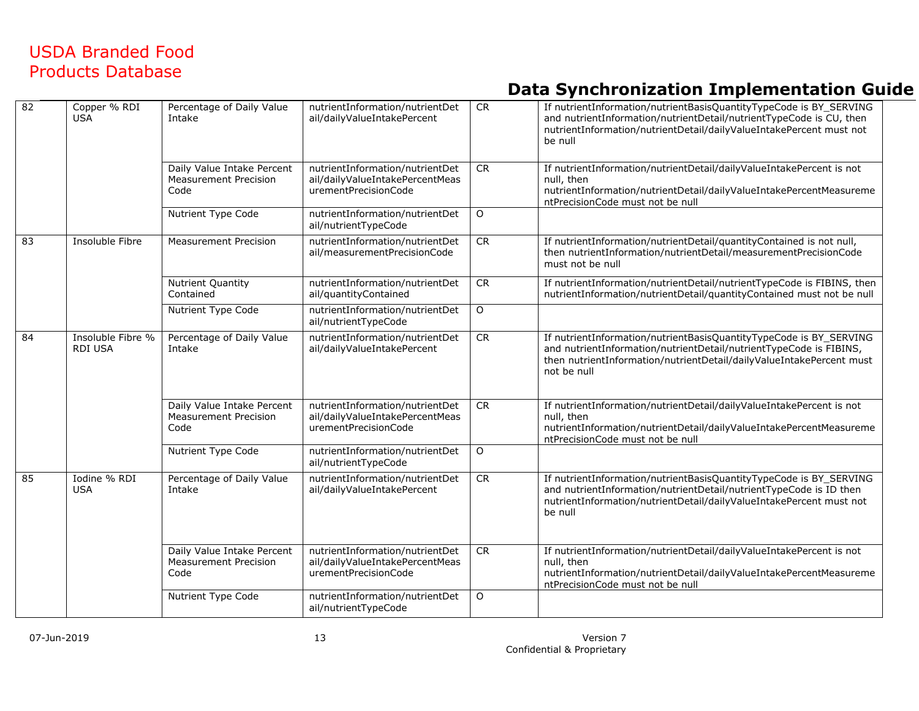| 82 | Copper % RDI USA | Percentage of Daily Value Intake | nutrientInformation/nutrientDetail/dailyValueIntakePercent | CR | If nutrientInformation/nutrientBasisQuantityTypeCode is BY_SERVING and nutrientInformation/nutrientDetail/nutrientTypeCode is CU, then nutrientInformation/nutrientDetail/dailyValueIntakePercent must not be null |
|---|---|---|---|---|---|
| | | Daily Value Intake Percent Measurement Precision Code | nutrientInformation/nutrientDetail/dailyValueIntakePercentMeasurementPrecisionCode | CR | If nutrientInformation/nutrientDetail/dailyValueIntakePercent is not null, then nutrientInformation/nutrientDetail/dailyValueIntakePercentMeasurementPrecisionCode must not be null |
| | | Nutrient Type Code | nutrientInformation/nutrientDetail/nutrientTypeCode | O | |
| 83 | Insoluble Fibre | Measurement Precision | nutrientInformation/nutrientDetail/measurementPrecisionCode | CR | If nutrientInformation/nutrientDetail/quantityContained is not null, then nutrientInformation/nutrientDetail/measurementPrecisionCode must not be null |
| | | Nutrient Quantity Contained | nutrientInformation/nutrientDetail/quantityContained | CR | If nutrientInformation/nutrientDetail/nutrientTypeCode is FIBINS, then nutrientInformation/nutrientDetail/quantityContained must not be null |
| | | Nutrient Type Code | nutrientInformation/nutrientDetail/nutrientTypeCode | O | |
| 84 | Insoluble Fibre % RDI USA | Percentage of Daily Value Intake | nutrientInformation/nutrientDetail/dailyValueIntakePercent | CR | If nutrientInformation/nutrientBasisQuantityTypeCode is BY_SERVING and nutrientInformation/nutrientDetail/nutrientTypeCode is FIBINS, then nutrientInformation/nutrientDetail/dailyValueIntakePercent must not be null |
| | | Daily Value Intake Percent Measurement Precision Code | nutrientInformation/nutrientDetail/dailyValueIntakePercentMeasurementPrecisionCode | CR | If nutrientInformation/nutrientDetail/dailyValueIntakePercent is not null, then nutrientInformation/nutrientDetail/dailyValueIntakePercentMeasurementPrecisionCode must not be null |
| | | Nutrient Type Code | nutrientInformation/nutrientDetail/nutrientTypeCode | O | |
| 85 | Iodine % RDI USA | Percentage of Daily Value Intake | nutrientInformation/nutrientDetail/dailyValueIntakePercent | CR | If nutrientInformation/nutrientBasisQuantityTypeCode is BY_SERVING and nutrientInformation/nutrientDetail/nutrientTypeCode is ID then nutrientInformation/nutrientDetail/dailyValueIntakePercent must not be null |
| | | Daily Value Intake Percent Measurement Precision Code | nutrientInformation/nutrientDetail/dailyValueIntakePercentMeasurementPrecisionCode | CR | If nutrientInformation/nutrientDetail/dailyValueIntakePercent is not null, then nutrientInformation/nutrientDetail/dailyValueIntakePercentMeasurementPrecisionCode must not be null |
| | | Nutrient Type Code | nutrientInformation/nutrientDetail/nutrientTypeCode | O | |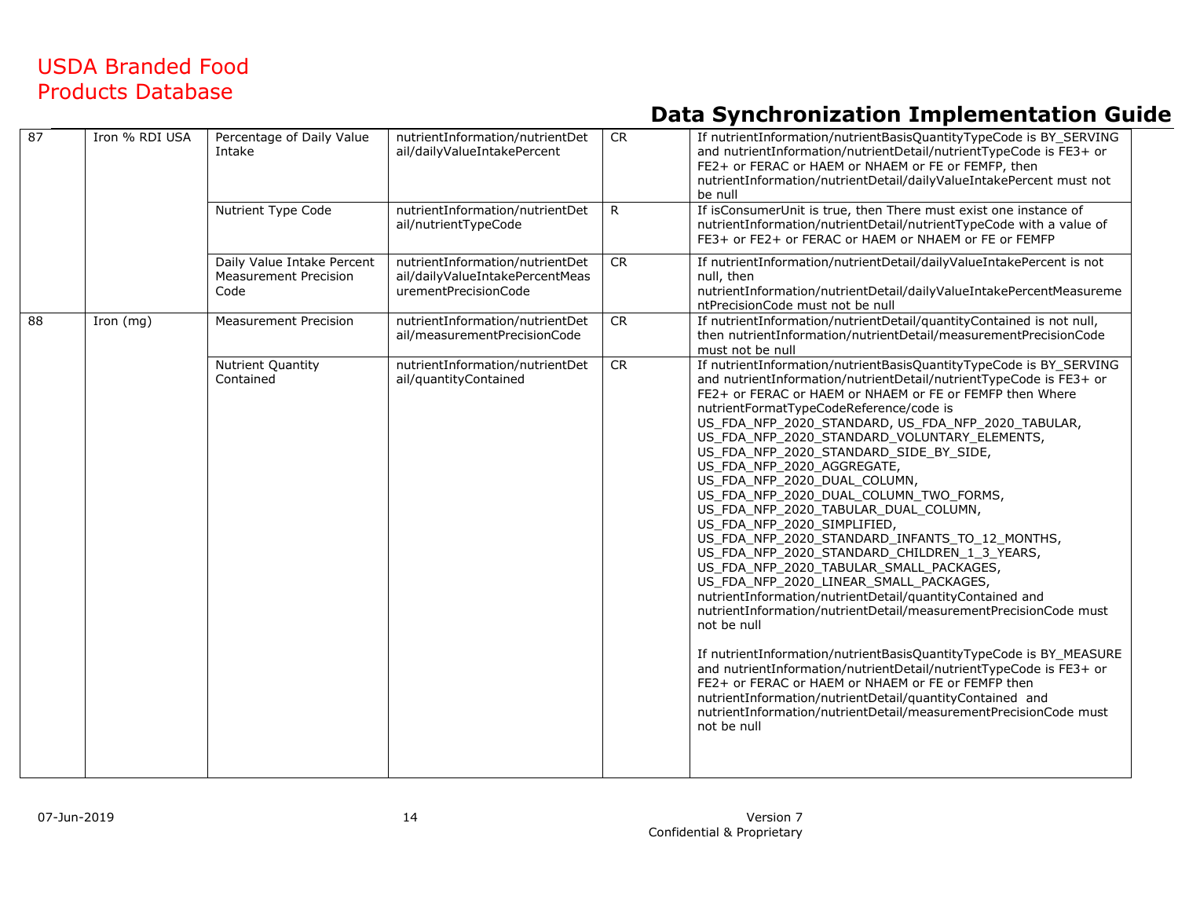| 87 | Iron % RDI USA | Percentage of Daily Value Intake | nutrientInformation/nutrientDetail/dailyValueIntakePercent | CR | If nutrientInformation/nutrientBasisQuantityTypeCode is BY_SERVING and nutrientInformation/nutrientDetail/nutrientTypeCode is FE3+ or FE2+ or FERAC or HAEM or NHAEM or FE or FEMFP, then nutrientInformation/nutrientDetail/dailyValueIntakePercent must not be null |
|---|---|---|---|---|---|
| | | Nutrient Type Code | nutrientInformation/nutrientDetail/nutrientTypeCode | R | If isConsumerUnit is true, then There must exist one instance of nutrientInformation/nutrientDetail/nutrientTypeCode with a value of FE3+ or FE2+ or FERAC or HAEM or NHAEM or FE or FEMFP |
| | | Daily Value Intake Percent Measurement Precision Code | nutrientInformation/nutrientDetail/dailyValueIntakePercentMeasurementPrecisionCode | CR | If nutrientInformation/nutrientDetail/dailyValueIntakePercent is not null, then nutrientInformation/nutrientDetail/dailyValueIntakePercentMeasurementPrecisionCode must not be null |
| 88 | Iron (mg) | Measurement Precision | nutrientInformation/nutrientDetail/measurementPrecisionCode | CR | If nutrientInformation/nutrientDetail/quantityContained is not null, then nutrientInformation/nutrientDetail/measurementPrecisionCode must not be null |
| | | Nutrient Quantity Contained | nutrientInformation/nutrientDetail/quantityContained | CR | If nutrientInformation/nutrientBasisQuantityTypeCode is BY_SERVING and nutrientInformation/nutrientDetail/nutrientTypeCode is FE3+ or FE2+ or FERAC or HAEM or NHAEM or FE or FEMFP then Where nutrientFormatTypeCodeReference/code is US_FDA_NFP_2020_STANDARD, US_FDA_NFP_2020_TABULAR, US_FDA_NFP_2020_STANDARD_VOLUNTARY_ELEMENTS, US_FDA_NFP_2020_STANDARD_SIDE_BY_SIDE, US_FDA_NFP_2020_AGGREGATE, US_FDA_NFP_2020_DUAL_COLUMN, US_FDA_NFP_2020_DUAL_COLUMN_TWO_FORMS, US_FDA_NFP_2020_TABULAR_DUAL_COLUMN, US_FDA_NFP_2020_SIMPLIFIED, US_FDA_NFP_2020_STANDARD_INFANTS_TO_12_MONTHS, US_FDA_NFP_2020_STANDARD_CHILDREN_1_3_YEARS, US_FDA_NFP_2020_TABULAR_SMALL_PACKAGES, US_FDA_NFP_2020_LINEAR_SMALL_PACKAGES, nutrientInformation/nutrientDetail/quantityContained and nutrientInformation/nutrientDetail/measurementPrecisionCode must not be null<br><br>If nutrientInformation/nutrientBasisQuantityTypeCode is BY_MEASURE and nutrientInformation/nutrientDetail/nutrientTypeCode is FE3+ or FE2+ or FERAC or HAEM or NHAEM or FE or FEMFP then nutrientInformation/nutrientDetail/quantityContained and nutrientInformation/nutrientDetail/measurementPrecisionCode must not be null |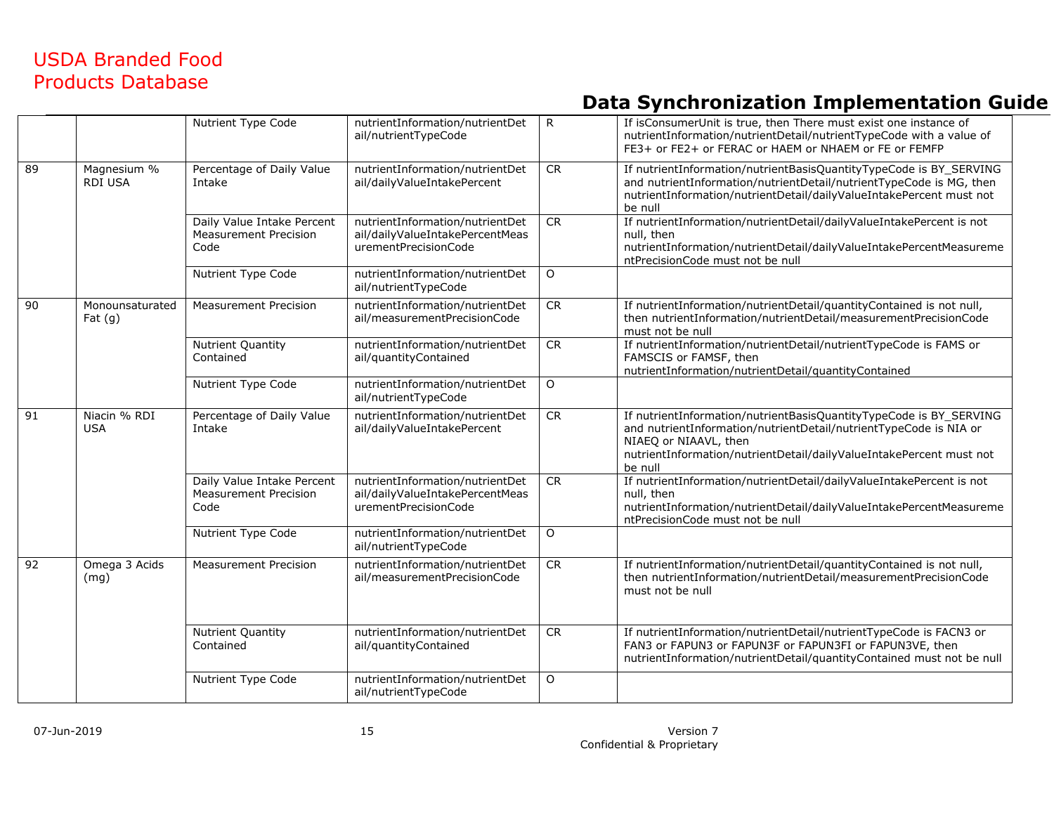| | | | | | |
|---|---|---|---|---|---|
| | | Nutrient Type Code | nutrientInformation/nutrientDetail/nutrientTypeCode | R | If isConsumerUnit is true, then There must exist one instance of nutrientInformation/nutrientDetail/nutrientTypeCode with a value of FE3+ or FE2+ or FERAC or HAEM or NHAEM or FE or FEMFP |
| 89 | Magnesium % RDI USA | Percentage of Daily Value Intake | nutrientInformation/nutrientDetail/dailyValueIntakePercent | CR | If nutrientInformation/nutrientBasisQuantityTypeCode is BY_SERVING and nutrientInformation/nutrientDetail/nutrientTypeCode is MG, then nutrientInformation/nutrientDetail/dailyValueIntakePercent must not be null |
| | | Daily Value Intake Percent Measurement Precision Code | nutrientInformation/nutrientDetail/dailyValueIntakePercentMeasurementPrecisionCode | CR | If nutrientInformation/nutrientDetail/dailyValueIntakePercent is not null, then nutrientInformation/nutrientDetail/dailyValueIntakePercentMeasurementPrecisionCode must not be null |
| | | Nutrient Type Code | nutrientInformation/nutrientDetail/nutrientTypeCode | O | |
| 90 | Monounsaturated Fat (g) | Measurement Precision | nutrientInformation/nutrientDetail/measurementPrecisionCode | CR | If nutrientInformation/nutrientDetail/quantityContained is not null, then nutrientInformation/nutrientDetail/measurementPrecisionCode must not be null |
| | | Nutrient Quantity Contained | nutrientInformation/nutrientDetail/quantityContained | CR | If nutrientInformation/nutrientDetail/nutrientTypeCode is FAMS or FAMSCIS or FAMSF, then nutrientInformation/nutrientDetail/quantityContained |
| | | Nutrient Type Code | nutrientInformation/nutrientDetail/nutrientTypeCode | O | |
| 91 | Niacin % RDI USA | Percentage of Daily Value Intake | nutrientInformation/nutrientDetail/dailyValueIntakePercent | CR | If nutrientInformation/nutrientBasisQuantityTypeCode is BY_SERVING and nutrientInformation/nutrientDetail/nutrientTypeCode is NIA or NIAEQ or NIAAVL, then nutrientInformation/nutrientDetail/dailyValueIntakePercent must not be null |
| | | Daily Value Intake Percent Measurement Precision Code | nutrientInformation/nutrientDetail/dailyValueIntakePercentMeasurementPrecisionCode | CR | If nutrientInformation/nutrientDetail/dailyValueIntakePercent is not null, then nutrientInformation/nutrientDetail/dailyValueIntakePercentMeasurementPrecisionCode must not be null |
| | | Nutrient Type Code | nutrientInformation/nutrientDetail/nutrientTypeCode | O | |
| 92 | Omega 3 Acids (mg) | Measurement Precision | nutrientInformation/nutrientDetail/measurementPrecisionCode | CR | If nutrientInformation/nutrientDetail/quantityContained is not null, then nutrientInformation/nutrientDetail/measurementPrecisionCode must not be null |
| | | Nutrient Quantity Contained | nutrientInformation/nutrientDetail/quantityContained | CR | If nutrientInformation/nutrientDetail/nutrientTypeCode is FACN3 or FAN3 or FAPUN3 or FAPUN3F or FAPUN3FI or FAPUN3VE, then nutrientInformation/nutrientDetail/quantityContained must not be null |
| | | Nutrient Type Code | nutrientInformation/nutrientDetail/nutrientTypeCode | O | |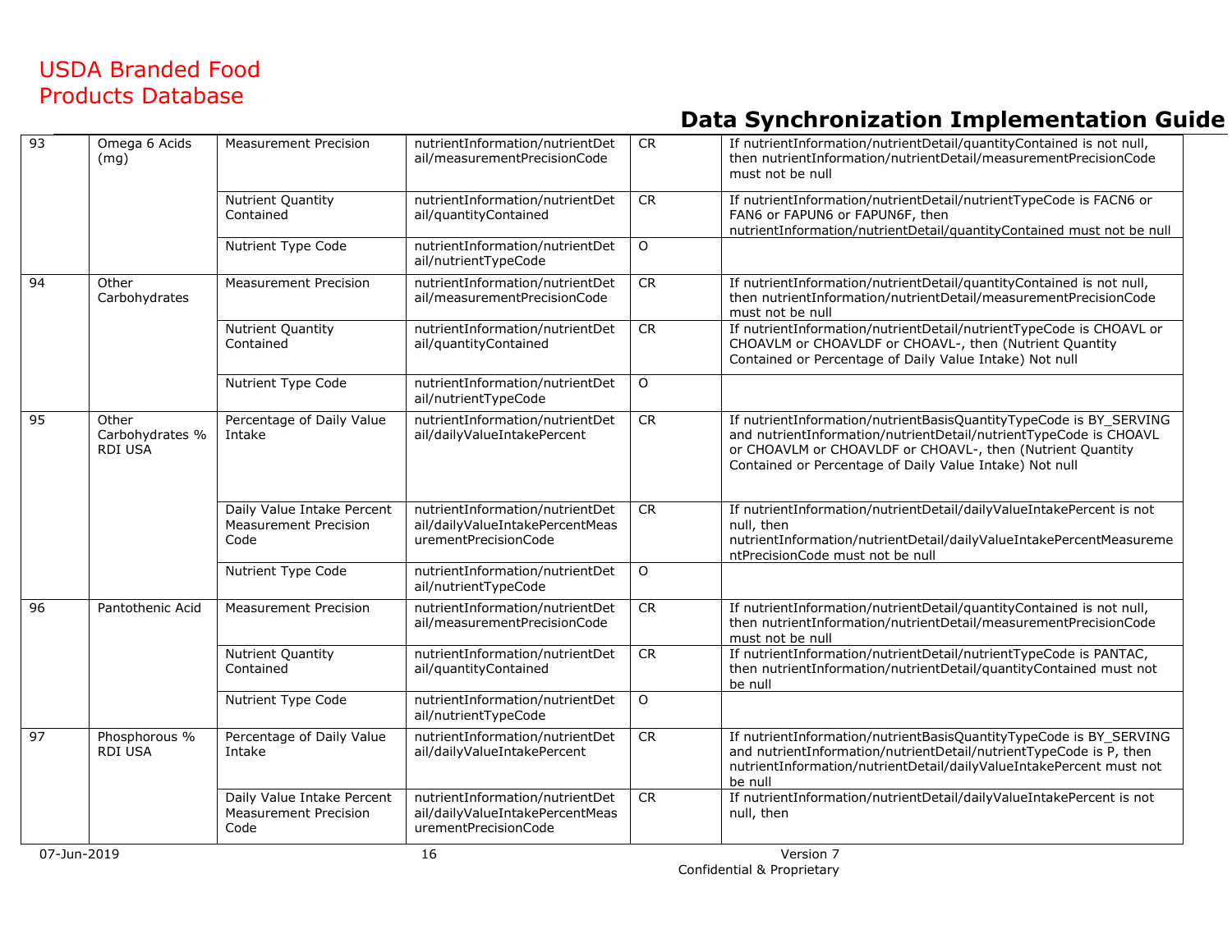| 93 | Omega 6 Acids (mg) | Measurement Precision | nutrientInformation/nutrientDetail/measurementPrecisionCode | CR | If nutrientInformation/nutrientDetail/quantityContained is not null, then nutrientInformation/nutrientDetail/measurementPrecisionCode must not be null |
|---|---|---|---|---|---|
| | | Nutrient Quantity Contained | nutrientInformation/nutrientDetail/quantityContained | CR | If nutrientInformation/nutrientDetail/nutrientTypeCode is FACN6 or FAN6 or FAPUN6 or FAPUN6F, then nutrientInformation/nutrientDetail/quantityContained must not be null |
| | | Nutrient Type Code | nutrientInformation/nutrientDetail/nutrientTypeCode | O | |
| 94 | Other Carbohydrates | Measurement Precision | nutrientInformation/nutrientDetail/measurementPrecisionCode | CR | If nutrientInformation/nutrientDetail/quantityContained is not null, then nutrientInformation/nutrientDetail/measurementPrecisionCode must not be null |
| | | Nutrient Quantity Contained | nutrientInformation/nutrientDetail/quantityContained | CR | If nutrientInformation/nutrientDetail/nutrientTypeCode is CHOAVL or CHOAVLM or CHOAVLDF or CHOAVL-, then (Nutrient Quantity Contained or Percentage of Daily Value Intake) Not null |
| | | Nutrient Type Code | nutrientInformation/nutrientDetail/nutrientTypeCode | O | |
| 95 | Other Carbohydrates % RDI USA | Percentage of Daily Value Intake | nutrientInformation/nutrientDetail/dailyValueIntakePercent | CR | If nutrientInformation/nutrientBasisQuantityTypeCode is BY_SERVING and nutrientInformation/nutrientDetail/nutrientTypeCode is CHOAVL or CHOAVLM or CHOAVLDF or CHOAVL-, then (Nutrient Quantity Contained or Percentage of Daily Value Intake) Not null |
| | | Daily Value Intake Percent Measurement Precision Code | nutrientInformation/nutrientDetail/dailyValueIntakePercentMeasurementPrecisionCode | CR | If nutrientInformation/nutrientDetail/dailyValueIntakePercent is not null, then nutrientInformation/nutrientDetail/dailyValueIntakePercentMeasurementPrecisionCode must not be null |
| | | Nutrient Type Code | nutrientInformation/nutrientDetail/nutrientTypeCode | O | |
| 96 | Pantothenic Acid | Measurement Precision | nutrientInformation/nutrientDetail/measurementPrecisionCode | CR | If nutrientInformation/nutrientDetail/quantityContained is not null, then nutrientInformation/nutrientDetail/measurementPrecisionCode must not be null |
| | | Nutrient Quantity Contained | nutrientInformation/nutrientDetail/quantityContained | CR | If nutrientInformation/nutrientDetail/nutrientTypeCode is PANTAC, then nutrientInformation/nutrientDetail/quantityContained must not be null |
| | | Nutrient Type Code | nutrientInformation/nutrientDetail/nutrientTypeCode | O | |
| 97 | Phosphorous % RDI USA | Percentage of Daily Value Intake | nutrientInformation/nutrientDetail/dailyValueIntakePercent | CR | If nutrientInformation/nutrientBasisQuantityTypeCode is BY_SERVING and nutrientInformation/nutrientDetail/nutrientTypeCode is P, then nutrientInformation/nutrientDetail/dailyValueIntakePercent must not be null |
| | | Daily Value Intake Percent Measurement Precision Code | nutrientInformation/nutrientDetail/dailyValueIntakePercentMeasurementPrecisionCode | CR | If nutrientInformation/nutrientDetail/dailyValueIntakePercent is not null, then |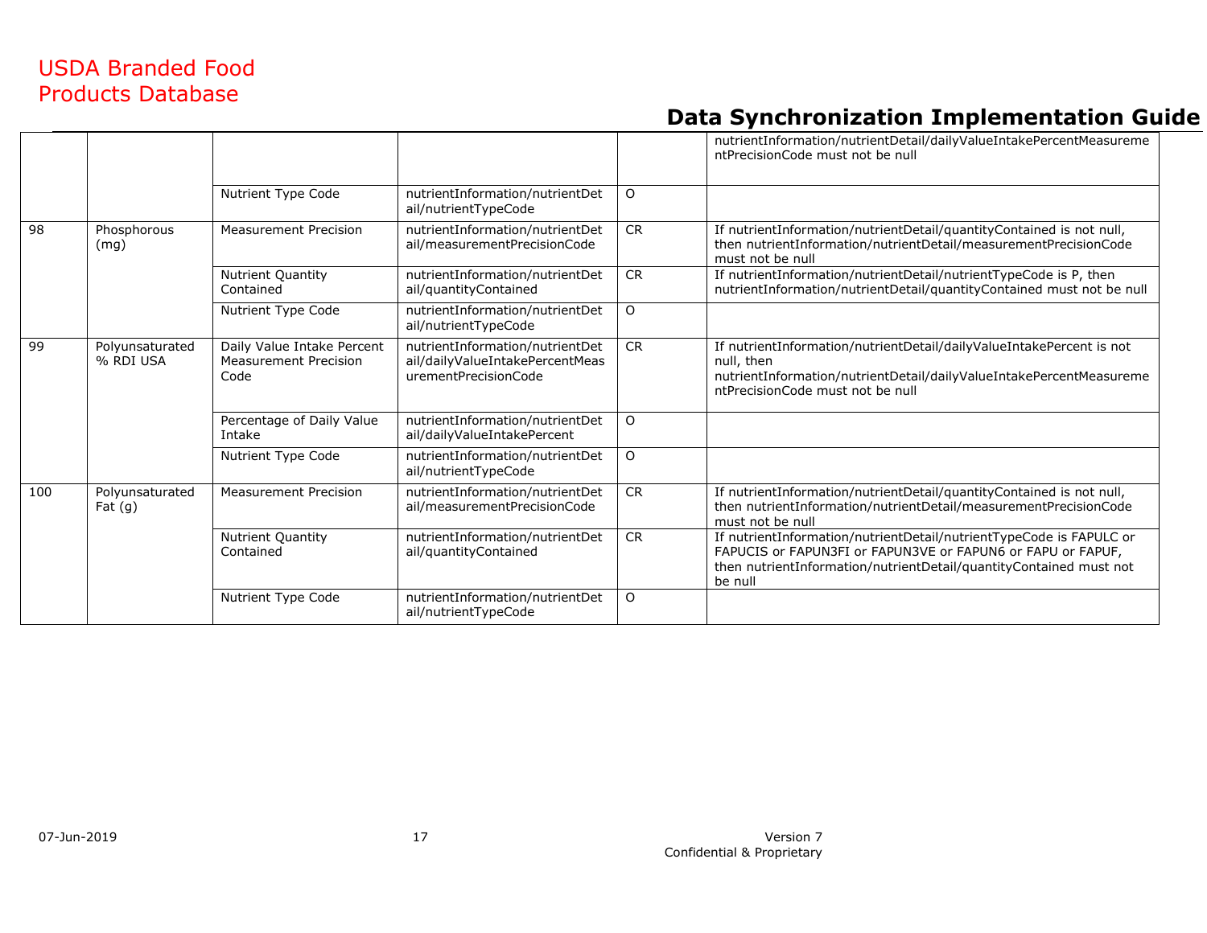| | | | | | |
|---|---|---|---|---|---|
| | | | | | nutrientInformation/nutrientDetail/dailyValueIntakePercentMeasurementPrecisionCode must not be null |
| | | Nutrient Type Code | nutrientInformation/nutrientDetail/nutrientTypeCode | O | |
| 98 | Phosphorous (mg) | Measurement Precision | nutrientInformation/nutrientDetail/measurementPrecisionCode | CR | If nutrientInformation/nutrientDetail/quantityContained is not null, then nutrientInformation/nutrientDetail/measurementPrecisionCode must not be null |
| | | Nutrient Quantity Contained | nutrientInformation/nutrientDetail/quantityContained | CR | If nutrientInformation/nutrientDetail/nutrientTypeCode is P, then nutrientInformation/nutrientDetail/quantityContained must not be null |
| | | Nutrient Type Code | nutrientInformation/nutrientDetail/nutrientTypeCode | O | |
| 99 | Polyunsaturated % RDI USA | Daily Value Intake Percent Measurement Precision Code | nutrientInformation/nutrientDetail/dailyValueIntakePercentMeasurementPrecisionCode | CR | If nutrientInformation/nutrientDetail/dailyValueIntakePercent is not null, then nutrientInformation/nutrientDetail/dailyValueIntakePercentMeasurementPrecisionCode must not be null |
| | | Percentage of Daily Value Intake | nutrientInformation/nutrientDetail/dailyValueIntakePercent | O | |
| | | Nutrient Type Code | nutrientInformation/nutrientDetail/nutrientTypeCode | O | |
| 100 | Polyunsaturated Fat (g) | Measurement Precision | nutrientInformation/nutrientDetail/measurementPrecisionCode | CR | If nutrientInformation/nutrientDetail/quantityContained is not null, then nutrientInformation/nutrientDetail/measurementPrecisionCode must not be null |
| | | Nutrient Quantity Contained | nutrientInformation/nutrientDetail/quantityContained | CR | If nutrientInformation/nutrientDetail/nutrientTypeCode is FAPULC or FAPUCIS or FAPUN3FI or FAPUN3VE or FAPUN6 or FAPU or FAPUF, then nutrientInformation/nutrientDetail/quantityContained must not be null |
| | | Nutrient Type Code | nutrientInformation/nutrientDetail/nutrientTypeCode | O | |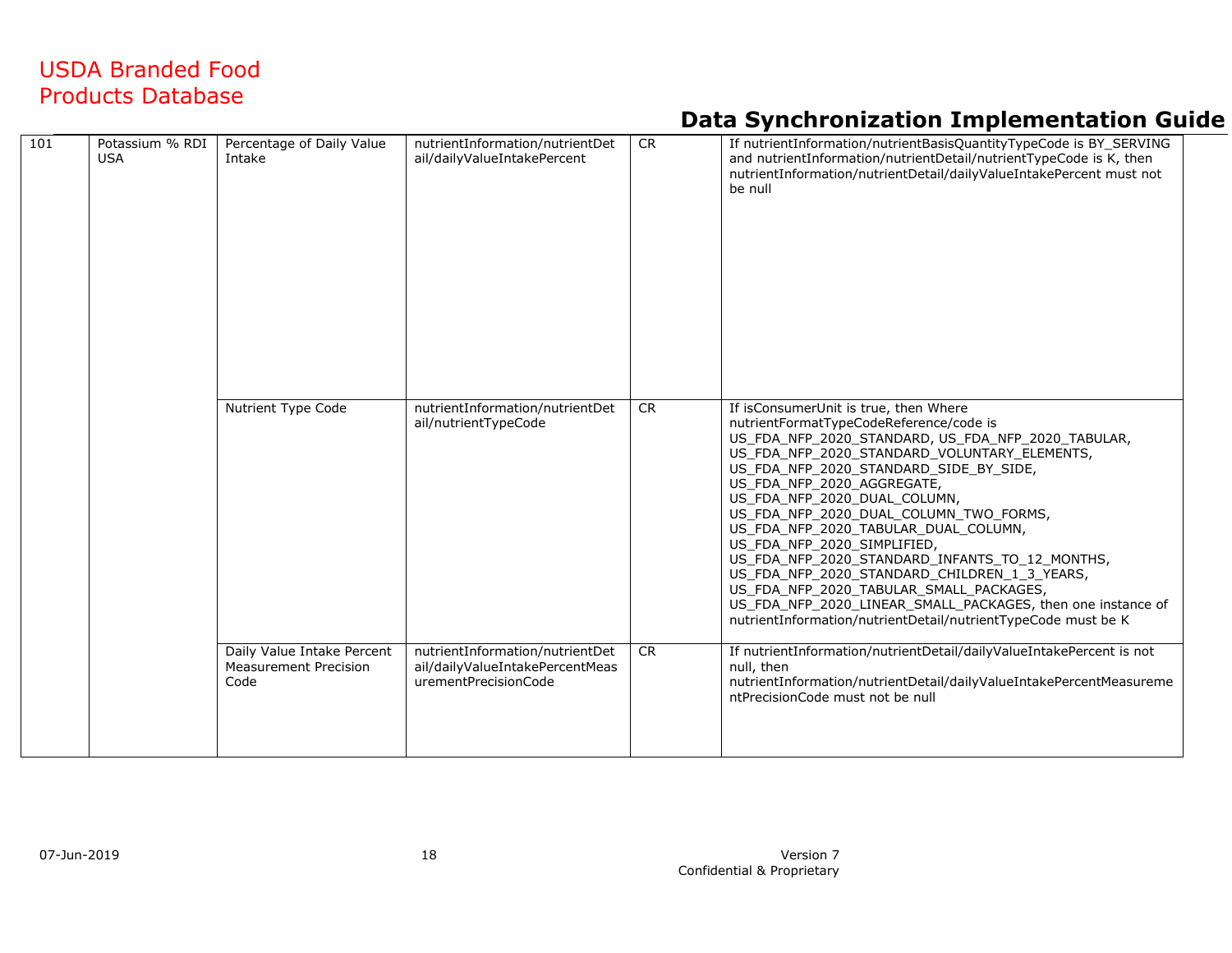| 101 | Potassium % RDI USA | Percentage of Daily Value Intake | nutrientInformation/nutrientDetail/dailyValueIntakePercent | CR | If nutrientInformation/nutrientBasisQuantityTypeCode is BY_SERVING and nutrientInformation/nutrientDetail/nutrientTypeCode is K, then nutrientInformation/nutrientDetail/dailyValueIntakePercent must not be null |
|---|---|---|---|---|---|
| | | Nutrient Type Code | nutrientInformation/nutrientDetail/nutrientTypeCode | CR | If isConsumerUnit is true, then Where nutrientFormatTypeCodeReference/code is US_FDA_NFP_2020_STANDARD, US_FDA_NFP_2020_TABULAR, US_FDA_NFP_2020_STANDARD_VOLUNTARY_ELEMENTS, US_FDA_NFP_2020_STANDARD_SIDE_BY_SIDE, US_FDA_NFP_2020_AGGREGATE, US_FDA_NFP_2020_DUAL_COLUMN, US_FDA_NFP_2020_DUAL_COLUMN_TWO_FORMS, US_FDA_NFP_2020_TABULAR_DUAL_COLUMN, US_FDA_NFP_2020_SIMPLIFIED, US_FDA_NFP_2020_STANDARD_INFANTS_TO_12_MONTHS, US_FDA_NFP_2020_STANDARD_CHILDREN_1_3_YEARS, US_FDA_NFP_2020_TABULAR_SMALL_PACKAGES, US_FDA_NFP_2020_LINEAR_SMALL_PACKAGES, then one instance of nutrientInformation/nutrientDetail/nutrientTypeCode must be K |
| | | Daily Value Intake Percent Measurement Precision Code | nutrientInformation/nutrientDetail/dailyValueIntakePercentMeasurementPrecisionCode | CR | If nutrientInformation/nutrientDetail/dailyValueIntakePercent is not null, then nutrientInformation/nutrientDetail/dailyValueIntakePercentMeasurementPrecisionCode must not be null |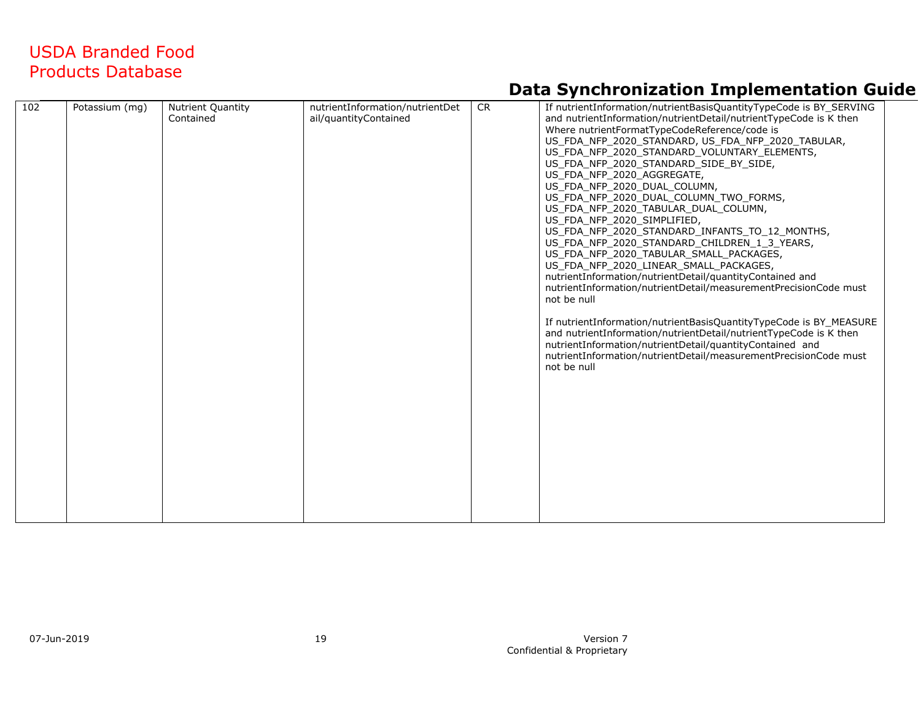| 102 | Potassium (mg) | Nutrient Quantity Contained | nutrientInformation/nutrientDetail/quantityContained | CR | If nutrientInformation/nutrientBasisQuantityTypeCode is BY_SERVING and nutrientInformation/nutrientDetail/nutrientTypeCode is K then Where nutrientFormatTypeCodeReference/code is US_FDA_NFP_2020_STANDARD, US_FDA_NFP_2020_TABULAR, US_FDA_NFP_2020_STANDARD_VOLUNTARY_ELEMENTS, US_FDA_NFP_2020_STANDARD_SIDE_BY_SIDE, US_FDA_NFP_2020_AGGREGATE, US_FDA_NFP_2020_DUAL_COLUMN, US_FDA_NFP_2020_DUAL_COLUMN_TWO_FORMS, US_FDA_NFP_2020_TABULAR_DUAL_COLUMN, US_FDA_NFP_2020_SIMPLIFIED, US_FDA_NFP_2020_STANDARD_INFANTS_TO_12_MONTHS, US_FDA_NFP_2020_STANDARD_CHILDREN_1_3_YEARS, US_FDA_NFP_2020_TABULAR_SMALL_PACKAGES, US_FDA_NFP_2020_LINEAR_SMALL_PACKAGES, nutrientInformation/nutrientDetail/quantityContained and nutrientInformation/nutrientDetail/measurementPrecisionCode must not be null<br><br>If nutrientInformation/nutrientBasisQuantityTypeCode is BY_MEASURE and nutrientInformation/nutrientDetail/nutrientTypeCode is K then nutrientInformation/nutrientDetail/quantityContained and nutrientInformation/nutrientDetail/measurementPrecisionCode must not be null |
|---|---|---|---|---|---|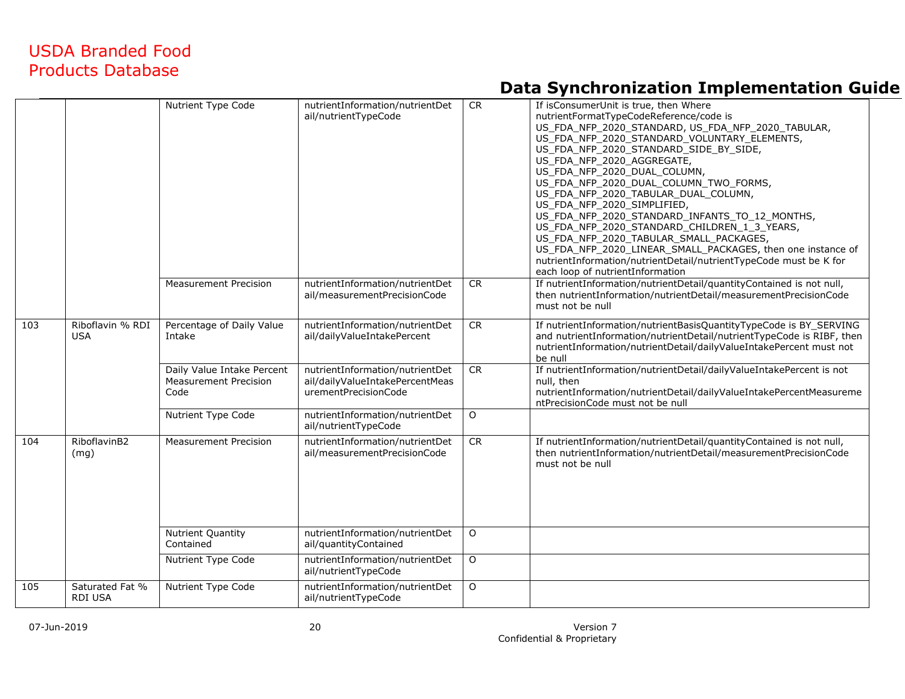| | | Nutrient Type Code | nutrientInformation/nutrientDetail/nutrientTypeCode | CR | If isConsumerUnit is true, then Where nutrientFormatTypeCodeReference/code is US_FDA_NFP_2020_STANDARD, US_FDA_NFP_2020_TABULAR, US_FDA_NFP_2020_STANDARD_VOLUNTARY_ELEMENTS, US_FDA_NFP_2020_STANDARD_SIDE_BY_SIDE, US_FDA_NFP_2020_AGGREGATE, US_FDA_NFP_2020_DUAL_COLUMN, US_FDA_NFP_2020_DUAL_COLUMN_TWO_FORMS, US_FDA_NFP_2020_TABULAR_DUAL_COLUMN, US_FDA_NFP_2020_SIMPLIFIED, US_FDA_NFP_2020_STANDARD_INFANTS_TO_12_MONTHS, US_FDA_NFP_2020_STANDARD_CHILDREN_1_3_YEARS, US_FDA_NFP_2020_TABULAR_SMALL_PACKAGES, US_FDA_NFP_2020_LINEAR_SMALL_PACKAGES, then one instance of nutrientInformation/nutrientDetail/nutrientTypeCode must be K for each loop of nutrientInformation |
|---|---|---|---|---|---|
| | | Measurement Precision | nutrientInformation/nutrientDetail/measurementPrecisionCode | CR | If nutrientInformation/nutrientDetail/quantityContained is not null, then nutrientInformation/nutrientDetail/measurementPrecisionCode must not be null |
| 103 | Riboflavin % RDI USA | Percentage of Daily Value Intake | nutrientInformation/nutrientDetail/dailyValueIntakePercent | CR | If nutrientInformation/nutrientBasisQuantityTypeCode is BY_SERVING and nutrientInformation/nutrientDetail/nutrientTypeCode is RIBF, then nutrientInformation/nutrientDetail/dailyValueIntakePercent must not be null |
| | | Daily Value Intake Percent Measurement Precision Code | nutrientInformation/nutrientDetail/dailyValueIntakePercentMeasurementPrecisionCode | CR | If nutrientInformation/nutrientDetail/dailyValueIntakePercent is not null, then nutrientInformation/nutrientDetail/dailyValueIntakePercentMeasurementPrecisionCode must not be null |
| | | Nutrient Type Code | nutrientInformation/nutrientDetail/nutrientTypeCode | O | |
| 104 | RiboflavinB2 (mg) | Measurement Precision | nutrientInformation/nutrientDetail/measurementPrecisionCode | CR | If nutrientInformation/nutrientDetail/quantityContained is not null, then nutrientInformation/nutrientDetail/measurementPrecisionCode must not be null |
| | | Nutrient Quantity Contained | nutrientInformation/nutrientDetail/quantityContained | O | |
| | | Nutrient Type Code | nutrientInformation/nutrientDetail/nutrientTypeCode | O | |
| 105 | Saturated Fat % RDI USA | Nutrient Type Code | nutrientInformation/nutrientDetail/nutrientTypeCode | O | |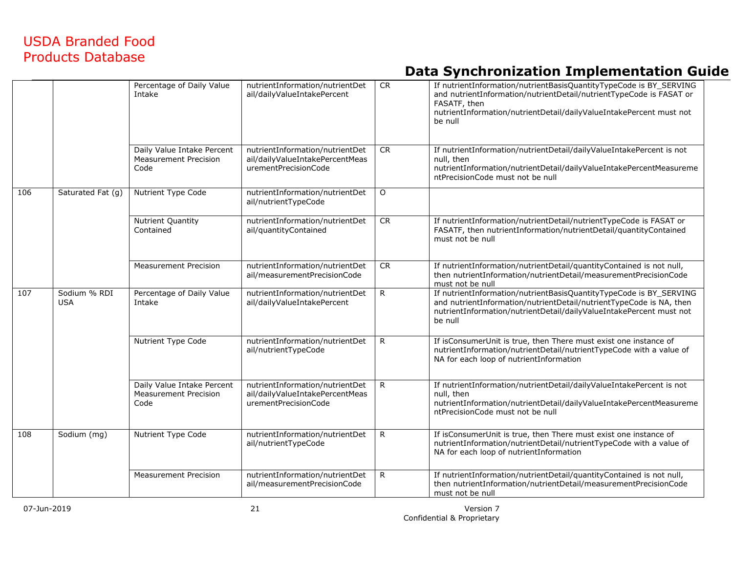| | | | | | |
|---|---|---|---|---|---|
| | | Percentage of Daily Value Intake | nutrientInformation/nutrientDetail/dailyValueIntakePercent | CR | If nutrientInformation/nutrientBasisQuantityTypeCode is BY_SERVING and nutrientInformation/nutrientDetail/nutrientTypeCode is FASAT or FASATF, then nutrientInformation/nutrientDetail/dailyValueIntakePercent must not be null |
| | | Daily Value Intake Percent Measurement Precision Code | nutrientInformation/nutrientDetail/dailyValueIntakePercentMeasurementPrecisionCode | CR | If nutrientInformation/nutrientDetail/dailyValueIntakePercent is not null, then nutrientInformation/nutrientDetail/dailyValueIntakePercentMeasurementPrecisionCode must not be null |
| 106 | Saturated Fat (g) | Nutrient Type Code | nutrientInformation/nutrientDetail/nutrientTypeCode | O | |
| | | Nutrient Quantity Contained | nutrientInformation/nutrientDetail/quantityContained | CR | If nutrientInformation/nutrientDetail/nutrientTypeCode is FASAT or FASATF, then nutrientInformation/nutrientDetail/quantityContained must not be null |
| | | Measurement Precision | nutrientInformation/nutrientDetail/measurementPrecisionCode | CR | If nutrientInformation/nutrientDetail/quantityContained is not null, then nutrientInformation/nutrientDetail/measurementPrecisionCode must not be null |
| 107 | Sodium % RDI USA | Percentage of Daily Value Intake | nutrientInformation/nutrientDetail/dailyValueIntakePercent | R | If nutrientInformation/nutrientBasisQuantityTypeCode is BY_SERVING and nutrientInformation/nutrientDetail/nutrientTypeCode is NA, then nutrientInformation/nutrientDetail/dailyValueIntakePercent must not be null |
| | | Nutrient Type Code | nutrientInformation/nutrientDetail/nutrientTypeCode | R | If isConsumerUnit is true, then There must exist one instance of nutrientInformation/nutrientDetail/nutrientTypeCode with a value of NA for each loop of nutrientInformation |
| | | Daily Value Intake Percent Measurement Precision Code | nutrientInformation/nutrientDetail/dailyValueIntakePercentMeasurementPrecisionCode | R | If nutrientInformation/nutrientDetail/dailyValueIntakePercent is not null, then nutrientInformation/nutrientDetail/dailyValueIntakePercentMeasurementPrecisionCode must not be null |
| 108 | Sodium (mg) | Nutrient Type Code | nutrientInformation/nutrientDetail/nutrientTypeCode | R | If isConsumerUnit is true, then There must exist one instance of nutrientInformation/nutrientDetail/nutrientTypeCode with a value of NA for each loop of nutrientInformation |
| | | Measurement Precision | nutrientInformation/nutrientDetail/measurementPrecisionCode | R | If nutrientInformation/nutrientDetail/quantityContained is not null, then nutrientInformation/nutrientDetail/measurementPrecisionCode must not be null |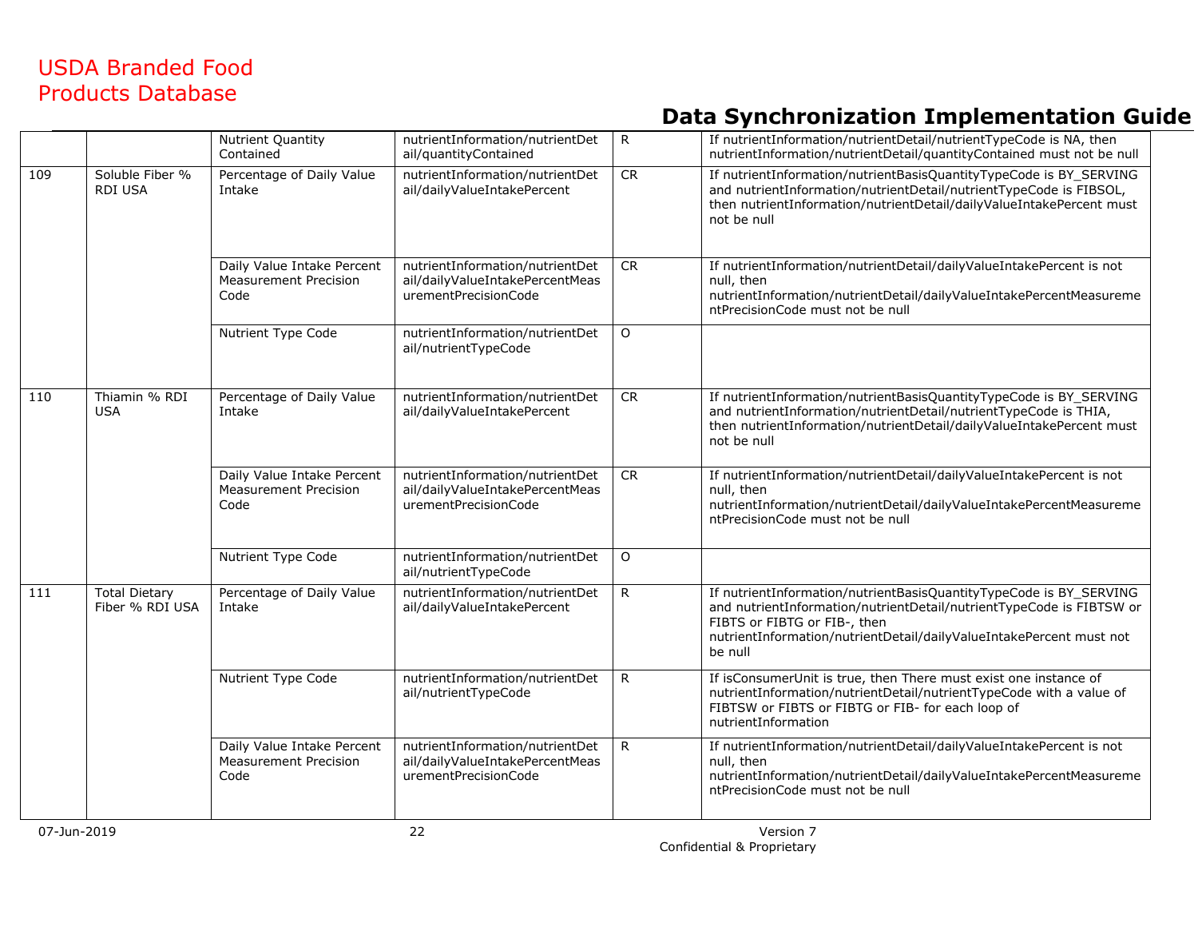| | | Nutrient Quantity Contained | nutrientInformation/nutrientDetail/quantityContained | R | If nutrientInformation/nutrientDetail/nutrientTypeCode is NA, then nutrientInformation/nutrientDetail/quantityContained must not be null |
|---|---|---|---|---|---|
| 109 | Soluble Fiber % RDI USA | Percentage of Daily Value Intake | nutrientInformation/nutrientDetail/dailyValueIntakePercent | CR | If nutrientInformation/nutrientBasisQuantityTypeCode is BY_SERVING and nutrientInformation/nutrientDetail/nutrientTypeCode is FIBSOL, then nutrientInformation/nutrientDetail/dailyValueIntakePercent must not be null |
| | | Daily Value Intake Percent Measurement Precision Code | nutrientInformation/nutrientDetail/dailyValueIntakePercentMeasurementPrecisionCode | CR | If nutrientInformation/nutrientDetail/dailyValueIntakePercent is not null, then nutrientInformation/nutrientDetail/dailyValueIntakePercentMeasurementPrecisionCode must not be null |
| | | Nutrient Type Code | nutrientInformation/nutrientDetail/nutrientTypeCode | O | |
| 110 | Thiamin % RDI USA | Percentage of Daily Value Intake | nutrientInformation/nutrientDetail/dailyValueIntakePercent | CR | If nutrientInformation/nutrientBasisQuantityTypeCode is BY_SERVING and nutrientInformation/nutrientDetail/nutrientTypeCode is THIA, then nutrientInformation/nutrientDetail/dailyValueIntakePercent must not be null |
| | | Daily Value Intake Percent Measurement Precision Code | nutrientInformation/nutrientDetail/dailyValueIntakePercentMeasurementPrecisionCode | CR | If nutrientInformation/nutrientDetail/dailyValueIntakePercent is not null, then nutrientInformation/nutrientDetail/dailyValueIntakePercentMeasurementPrecisionCode must not be null |
| | | Nutrient Type Code | nutrientInformation/nutrientDetail/nutrientTypeCode | O | |
| 111 | Total Dietary Fiber % RDI USA | Percentage of Daily Value Intake | nutrientInformation/nutrientDetail/dailyValueIntakePercent | R | If nutrientInformation/nutrientBasisQuantityTypeCode is BY_SERVING and nutrientInformation/nutrientDetail/nutrientTypeCode is FIBTSW or FIBTS or FIBTG or FIB-, then nutrientInformation/nutrientDetail/dailyValueIntakePercent must not be null |
| | | Nutrient Type Code | nutrientInformation/nutrientDetail/nutrientTypeCode | R | If isConsumerUnit is true, then There must exist one instance of nutrientInformation/nutrientDetail/nutrientTypeCode with a value of FIBTSW or FIBTS or FIBTG or FIB- for each loop of nutrientInformation |
| | | Daily Value Intake Percent Measurement Precision Code | nutrientInformation/nutrientDetail/dailyValueIntakePercentMeasurementPrecisionCode | R | If nutrientInformation/nutrientDetail/dailyValueIntakePercent is not null, then nutrientInformation/nutrientDetail/dailyValueIntakePercentMeasurementPrecisionCode must not be null |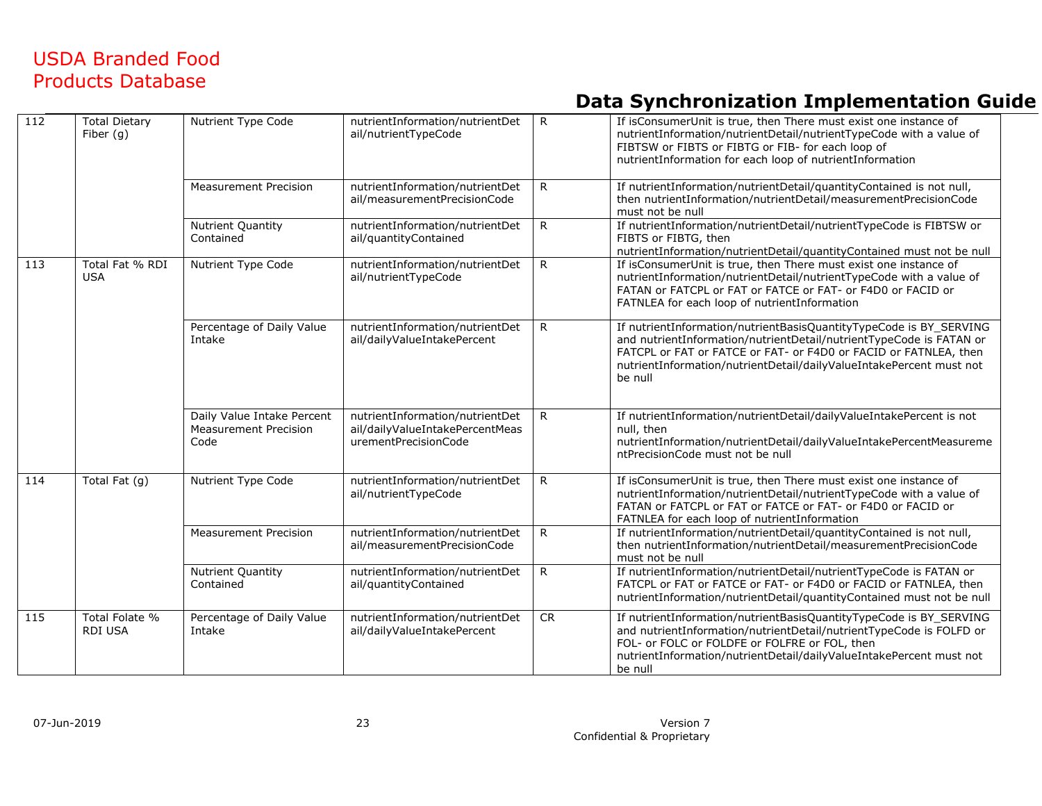| | | | | | |
|---|---|---|---|---|---|
| 112 | Total Dietary Fiber (g) | Nutrient Type Code | nutrientInformation/nutrientDetail/nutrientTypeCode | R | If isConsumerUnit is true, then There must exist one instance of nutrientInformation/nutrientDetail/nutrientTypeCode with a value of FIBTSW or FIBTS or FIBTG or FIB- for each loop of nutrientInformation for each loop of nutrientInformation |
| | | Measurement Precision | nutrientInformation/nutrientDetail/measurementPrecisionCode | R | If nutrientInformation/nutrientDetail/quantityContained is not null, then nutrientInformation/nutrientDetail/measurementPrecisionCode must not be null |
| | | Nutrient Quantity Contained | nutrientInformation/nutrientDetail/quantityContained | R | If nutrientInformation/nutrientDetail/nutrientTypeCode is FIBTSW or FIBTS or FIBTG, then nutrientInformation/nutrientDetail/quantityContained must not be null |
| 113 | Total Fat % RDI USA | Nutrient Type Code | nutrientInformation/nutrientDetail/nutrientTypeCode | R | If isConsumerUnit is true, then There must exist one instance of nutrientInformation/nutrientDetail/nutrientTypeCode with a value of FATAN or FATCPL or FAT or FATCE or FAT- or F4D0 or FACID or FATNLEA for each loop of nutrientInformation |
| | | Percentage of Daily Value Intake | nutrientInformation/nutrientDetail/dailyValueIntakePercent | R | If nutrientInformation/nutrientBasisQuantityTypeCode is BY_SERVING and nutrientInformation/nutrientDetail/nutrientTypeCode is FATAN or FATCPL or FAT or FATCE or FAT- or F4D0 or FACID or FATNLEA, then nutrientInformation/nutrientDetail/dailyValueIntakePercent must not be null |
| | | Daily Value Intake Percent Measurement Precision Code | nutrientInformation/nutrientDetail/dailyValueIntakePercentMeasurementPrecisionCode | R | If nutrientInformation/nutrientDetail/dailyValueIntakePercent is not null, then nutrientInformation/nutrientDetail/dailyValueIntakePercentMeasurementPrecisionCode must not be null |
| 114 | Total Fat (g) | Nutrient Type Code | nutrientInformation/nutrientDetail/nutrientTypeCode | R | If isConsumerUnit is true, then There must exist one instance of nutrientInformation/nutrientDetail/nutrientTypeCode with a value of FATAN or FATCPL or FAT or FATCE or FAT- or F4D0 or FACID or FATNLEA for each loop of nutrientInformation |
| | | Measurement Precision | nutrientInformation/nutrientDetail/measurementPrecisionCode | R | If nutrientInformation/nutrientDetail/quantityContained is not null, then nutrientInformation/nutrientDetail/measurementPrecisionCode must not be null |
| | | Nutrient Quantity Contained | nutrientInformation/nutrientDetail/quantityContained | R | If nutrientInformation/nutrientDetail/nutrientTypeCode is FATAN or FATCPL or FAT or FATCE or FAT- or F4D0 or FACID or FATNLEA, then nutrientInformation/nutrientDetail/quantityContained must not be null |
| 115 | Total Folate % RDI USA | Percentage of Daily Value Intake | nutrientInformation/nutrientDetail/dailyValueIntakePercent | CR | If nutrientInformation/nutrientBasisQuantityTypeCode is BY_SERVING and nutrientInformation/nutrientDetail/nutrientTypeCode is FOLFD or FOL- or FOLC or FOLDFE or FOLFRE or FOL, then nutrientInformation/nutrientDetail/dailyValueIntakePercent must not be null |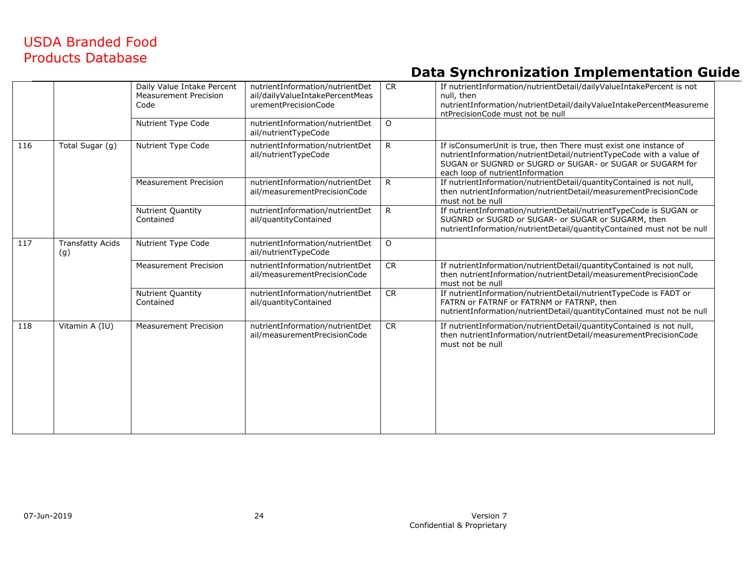| | | Daily Value Intake Percent Measurement Precision Code | nutrientInformation/nutrientDetail/dailyValueIntakePercentMeasurementPrecisionCode | CR | If nutrientInformation/nutrientDetail/dailyValueIntakePercent is not null, then nutrientInformation/nutrientDetail/dailyValueIntakePercentMeasurementPrecisionCode must not be null |
|---|---|---|---|---|---|
| | | Nutrient Type Code | nutrientInformation/nutrientDetail/nutrientTypeCode | O | |
| 116 | Total Sugar (g) | Nutrient Type Code | nutrientInformation/nutrientDetail/nutrientTypeCode | R | If isConsumerUnit is true, then There must exist one instance of nutrientInformation/nutrientDetail/nutrientTypeCode with a value of SUGAN or SUGNRD or SUGRD or SUGAR- or SUGAR or SUGARM for each loop of nutrientInformation |
| | | Measurement Precision | nutrientInformation/nutrientDetail/measurementPrecisionCode | R | If nutrientInformation/nutrientDetail/quantityContained is not null, then nutrientInformation/nutrientDetail/measurementPrecisionCode must not be null |
| | | Nutrient Quantity Contained | nutrientInformation/nutrientDetail/quantityContained | R | If nutrientInformation/nutrientDetail/nutrientTypeCode is SUGAN or SUGNRD or SUGRD or SUGAR- or SUGAR or SUGARM, then nutrientInformation/nutrientDetail/quantityContained must not be null |
| 117 | Transfatty Acids (g) | Nutrient Type Code | nutrientInformation/nutrientDetail/nutrientTypeCode | O | |
| | | Measurement Precision | nutrientInformation/nutrientDetail/measurementPrecisionCode | CR | If nutrientInformation/nutrientDetail/quantityContained is not null, then nutrientInformation/nutrientDetail/measurementPrecisionCode must not be null |
| | | Nutrient Quantity Contained | nutrientInformation/nutrientDetail/quantityContained | CR | If nutrientInformation/nutrientDetail/nutrientTypeCode is FADT or FATRN or FATRNF or FATRNM or FATRNP, then nutrientInformation/nutrientDetail/quantityContained must not be null |
| 118 | Vitamin A (IU) | Measurement Precision | nutrientInformation/nutrientDetail/measurementPrecisionCode | CR | If nutrientInformation/nutrientDetail/quantityContained is not null, then nutrientInformation/nutrientDetail/measurementPrecisionCode must not be null |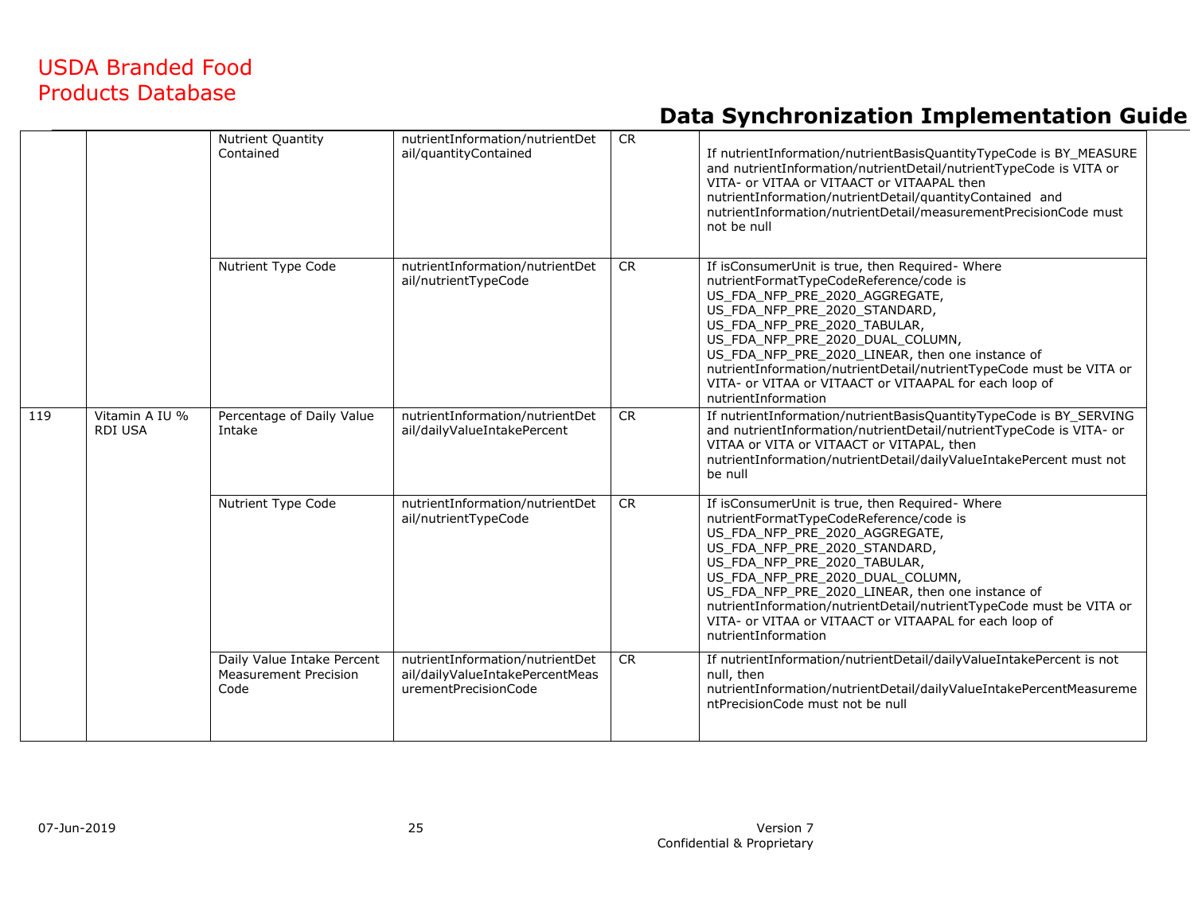| | | | | | |
|---|---|---|---|---|---|
| | | Nutrient Quantity Contained | nutrientInformation/nutrientDetail/quantityContained | CR | If nutrientInformation/nutrientBasisQuantityTypeCode is BY_MEASURE and nutrientInformation/nutrientDetail/nutrientTypeCode is VITA or VITA- or VITAA or VITAACT or VITAAPAL then nutrientInformation/nutrientDetail/quantityContained and nutrientInformation/nutrientDetail/measurementPrecisionCode must not be null |
| | | Nutrient Type Code | nutrientInformation/nutrientDetail/nutrientTypeCode | CR | If isConsumerUnit is true, then Required- Where nutrientFormatTypeCodeReference/code is US_FDA_NFP_PRE_2020_AGGREGATE, US_FDA_NFP_PRE_2020_STANDARD, US_FDA_NFP_PRE_2020_TABULAR, US_FDA_NFP_PRE_2020_DUAL_COLUMN, US_FDA_NFP_PRE_2020_LINEAR, then one instance of nutrientInformation/nutrientDetail/nutrientTypeCode must be VITA or VITA- or VITAA or VITAACT or VITAAPAL for each loop of nutrientInformation |
| 119 | Vitamin A IU % RDI USA | Percentage of Daily Value Intake | nutrientInformation/nutrientDetail/dailyValueIntakePercent | CR | If nutrientInformation/nutrientBasisQuantityTypeCode is BY_SERVING and nutrientInformation/nutrientDetail/nutrientTypeCode is VITA- or VITAA or VITA or VITAACT or VITAPAL, then nutrientInformation/nutrientDetail/dailyValueIntakePercent must not be null |
| | | Nutrient Type Code | nutrientInformation/nutrientDetail/nutrientTypeCode | CR | If isConsumerUnit is true, then Required- Where nutrientFormatTypeCodeReference/code is US_FDA_NFP_PRE_2020_AGGREGATE, US_FDA_NFP_PRE_2020_STANDARD, US_FDA_NFP_PRE_2020_TABULAR, US_FDA_NFP_PRE_2020_DUAL_COLUMN, US_FDA_NFP_PRE_2020_LINEAR, then one instance of nutrientInformation/nutrientDetail/nutrientTypeCode must be VITA or VITA- or VITAA or VITAACT or VITAAPAL for each loop of nutrientInformation |
| | | Daily Value Intake Percent Measurement Precision Code | nutrientInformation/nutrientDetail/dailyValueIntakePercentMeasurementPrecisionCode | CR | If nutrientInformation/nutrientDetail/dailyValueIntakePercent is not null, then nutrientInformation/nutrientDetail/dailyValueIntakePercentMeasurementPrecisionCode must not be null |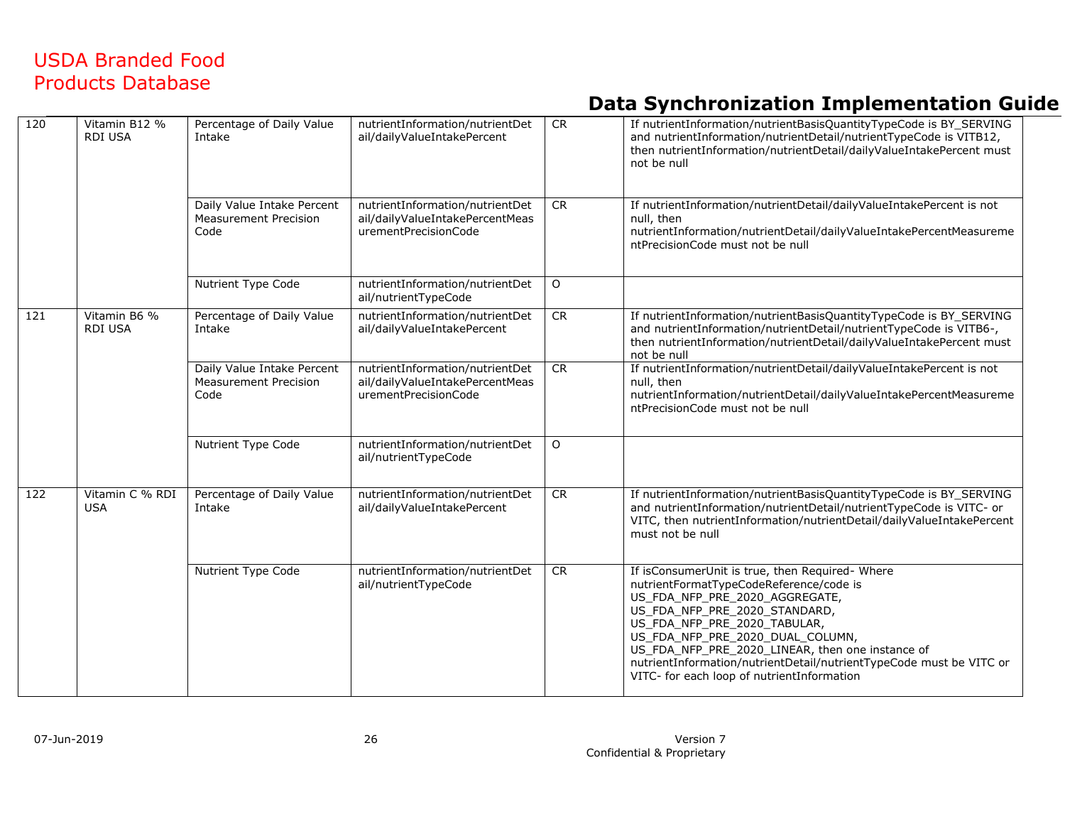| | | | | | |
|---|---|---|---|---|---|
| 120 | Vitamin B12 % RDI USA | Percentage of Daily Value Intake | nutrientInformation/nutrientDetail/dailyValueIntakePercent | CR | If nutrientInformation/nutrientBasisQuantityTypeCode is BY_SERVING and nutrientInformation/nutrientDetail/nutrientTypeCode is VITB12, then nutrientInformation/nutrientDetail/dailyValueIntakePercent must not be null |
| | | Daily Value Intake Percent Measurement Precision Code | nutrientInformation/nutrientDetail/dailyValueIntakePercentMeasurementPrecisionCode | CR | If nutrientInformation/nutrientDetail/dailyValueIntakePercent is not null, then nutrientInformation/nutrientDetail/dailyValueIntakePercentMeasurementPrecisionCode must not be null |
| | | Nutrient Type Code | nutrientInformation/nutrientDetail/nutrientTypeCode | O | |
| 121 | Vitamin B6 % RDI USA | Percentage of Daily Value Intake | nutrientInformation/nutrientDetail/dailyValueIntakePercent | CR | If nutrientInformation/nutrientBasisQuantityTypeCode is BY_SERVING and nutrientInformation/nutrientDetail/nutrientTypeCode is VITB6-, then nutrientInformation/nutrientDetail/dailyValueIntakePercent must not be null |
| | | Daily Value Intake Percent Measurement Precision Code | nutrientInformation/nutrientDetail/dailyValueIntakePercentMeasurementPrecisionCode | CR | If nutrientInformation/nutrientDetail/dailyValueIntakePercent is not null, then nutrientInformation/nutrientDetail/dailyValueIntakePercentMeasurementPrecisionCode must not be null |
| | | Nutrient Type Code | nutrientInformation/nutrientDetail/nutrientTypeCode | O | |
| 122 | Vitamin C % RDI USA | Percentage of Daily Value Intake | nutrientInformation/nutrientDetail/dailyValueIntakePercent | CR | If nutrientInformation/nutrientBasisQuantityTypeCode is BY_SERVING and nutrientInformation/nutrientDetail/nutrientTypeCode is VITC- or VITC, then nutrientInformation/nutrientDetail/dailyValueIntakePercent must not be null |
| | | Nutrient Type Code | nutrientInformation/nutrientDetail/nutrientTypeCode | CR | If isConsumerUnit is true, then Required- Where nutrientFormatTypeCodeReference/code is US_FDA_NFP_PRE_2020_AGGREGATE, US_FDA_NFP_PRE_2020_STANDARD, US_FDA_NFP_PRE_2020_TABULAR, US_FDA_NFP_PRE_2020_DUAL_COLUMN, US_FDA_NFP_PRE_2020_LINEAR, then one instance of nutrientInformation/nutrientDetail/nutrientTypeCode must be VITC or VITC- for each loop of nutrientInformation |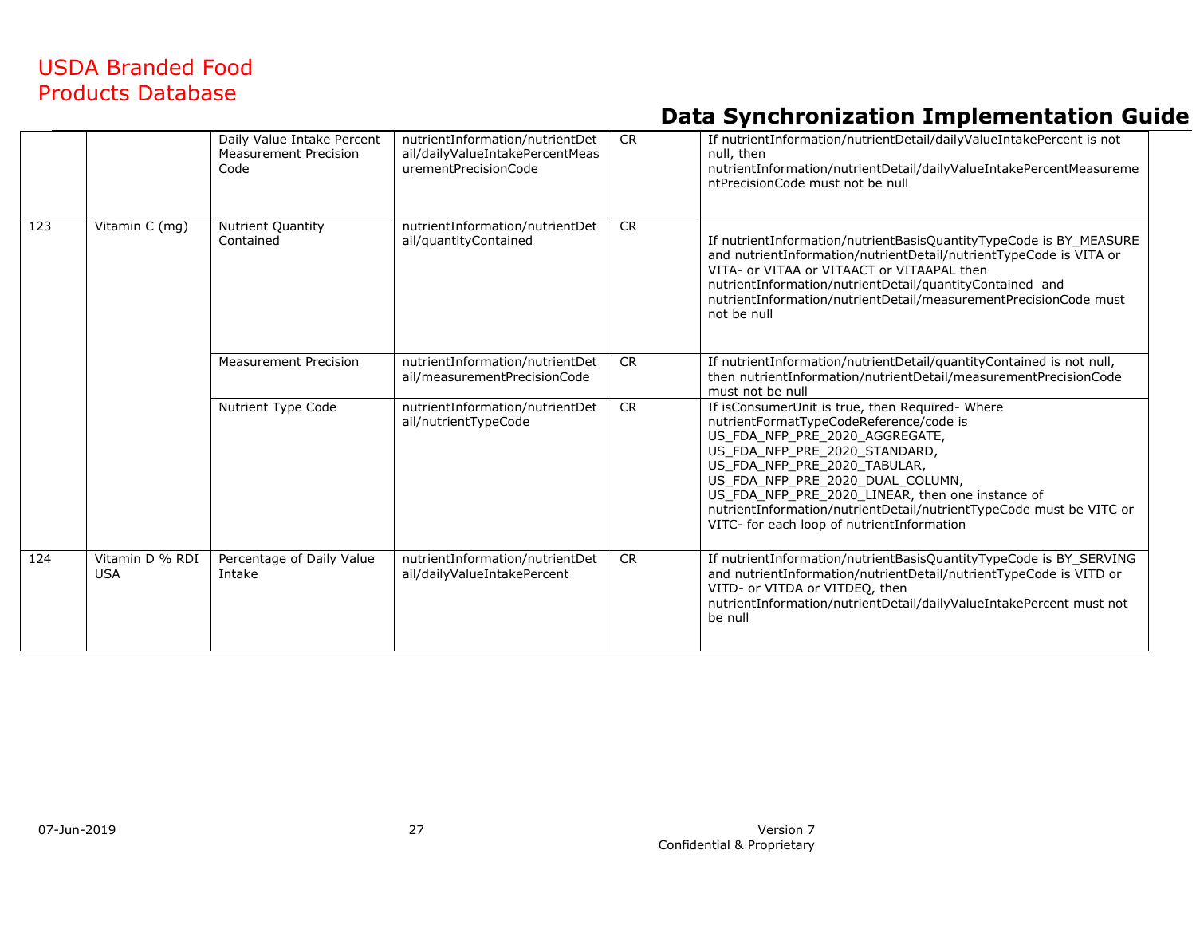| | | Daily Value Intake Percent Measurement Precision Code | nutrientInformation/nutrientDetail/dailyValueIntakePercentMeasurementPrecisionCode | CR | If nutrientInformation/nutrientDetail/dailyValueIntakePercent is not null, then nutrientInformation/nutrientDetail/dailyValueIntakePercentMeasurementPrecisionCode must not be null |
|---|---|---|---|---|---|
| 123 | Vitamin C (mg) | Nutrient Quantity Contained | nutrientInformation/nutrientDetail/quantityContained | CR | If nutrientInformation/nutrientBasisQuantityTypeCode is BY_MEASURE and nutrientInformation/nutrientDetail/nutrientTypeCode is VITA or VITA- or VITAA or VITAACT or VITAAPAL then nutrientInformation/nutrientDetail/quantityContained and nutrientInformation/nutrientDetail/measurementPrecisionCode must not be null |
| | | Measurement Precision | nutrientInformation/nutrientDetail/measurementPrecisionCode | CR | If nutrientInformation/nutrientDetail/quantityContained is not null, then nutrientInformation/nutrientDetail/measurementPrecisionCode must not be null |
| | | Nutrient Type Code | nutrientInformation/nutrientDetail/nutrientTypeCode | CR | If isConsumerUnit is true, then Required- Where nutrientFormatTypeCodeReference/code is US_FDA_NFP_PRE_2020_AGGREGATE, US_FDA_NFP_PRE_2020_STANDARD, US_FDA_NFP_PRE_2020_TABULAR, US_FDA_NFP_PRE_2020_DUAL_COLUMN, US_FDA_NFP_PRE_2020_LINEAR, then one instance of nutrientInformation/nutrientDetail/nutrientTypeCode must be VITC or VITC- for each loop of nutrientInformation |
| 124 | Vitamin D % RDI USA | Percentage of Daily Value Intake | nutrientInformation/nutrientDetail/dailyValueIntakePercent | CR | If nutrientInformation/nutrientBasisQuantityTypeCode is BY_SERVING and nutrientInformation/nutrientDetail/nutrientTypeCode is VITD or VITD- or VITDA or VITDEQ, then nutrientInformation/nutrientDetail/dailyValueIntakePercent must not be null |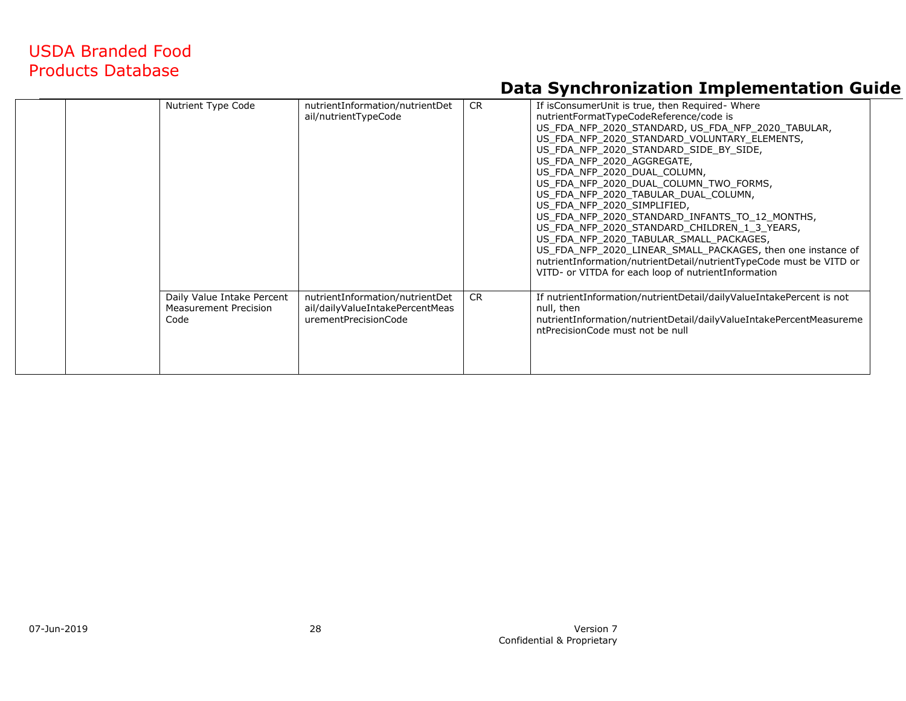| | | | | | |
|---|---|---|---|---|---|
| | | Nutrient Type Code | nutrientInformation/nutrientDetail/nutrientTypeCode | CR | If isConsumerUnit is true, then Required- Where nutrientFormatTypeCodeReference/code is US_FDA_NFP_2020_STANDARD, US_FDA_NFP_2020_TABULAR, US_FDA_NFP_2020_STANDARD_VOLUNTARY_ELEMENTS, US_FDA_NFP_2020_STANDARD_SIDE_BY_SIDE, US_FDA_NFP_2020_AGGREGATE, US_FDA_NFP_2020_DUAL_COLUMN, US_FDA_NFP_2020_DUAL_COLUMN_TWO_FORMS, US_FDA_NFP_2020_TABULAR_DUAL_COLUMN, US_FDA_NFP_2020_SIMPLIFIED, US_FDA_NFP_2020_STANDARD_INFANTS_TO_12_MONTHS, US_FDA_NFP_2020_STANDARD_CHILDREN_1_3_YEARS, US_FDA_NFP_2020_TABULAR_SMALL_PACKAGES, US_FDA_NFP_2020_LINEAR_SMALL_PACKAGES, then one instance of nutrientInformation/nutrientDetail/nutrientTypeCode must be VITD or VITD- or VITDA for each loop of nutrientInformation |
| | | Daily Value Intake Percent Measurement Precision Code | nutrientInformation/nutrientDetail/dailyValueIntakePercentMeasurementPrecisionCode | CR | If nutrientInformation/nutrientDetail/dailyValueIntakePercent is not null, then nutrientInformation/nutrientDetail/dailyValueIntakePercentMeasurementPrecisionCode must not be null |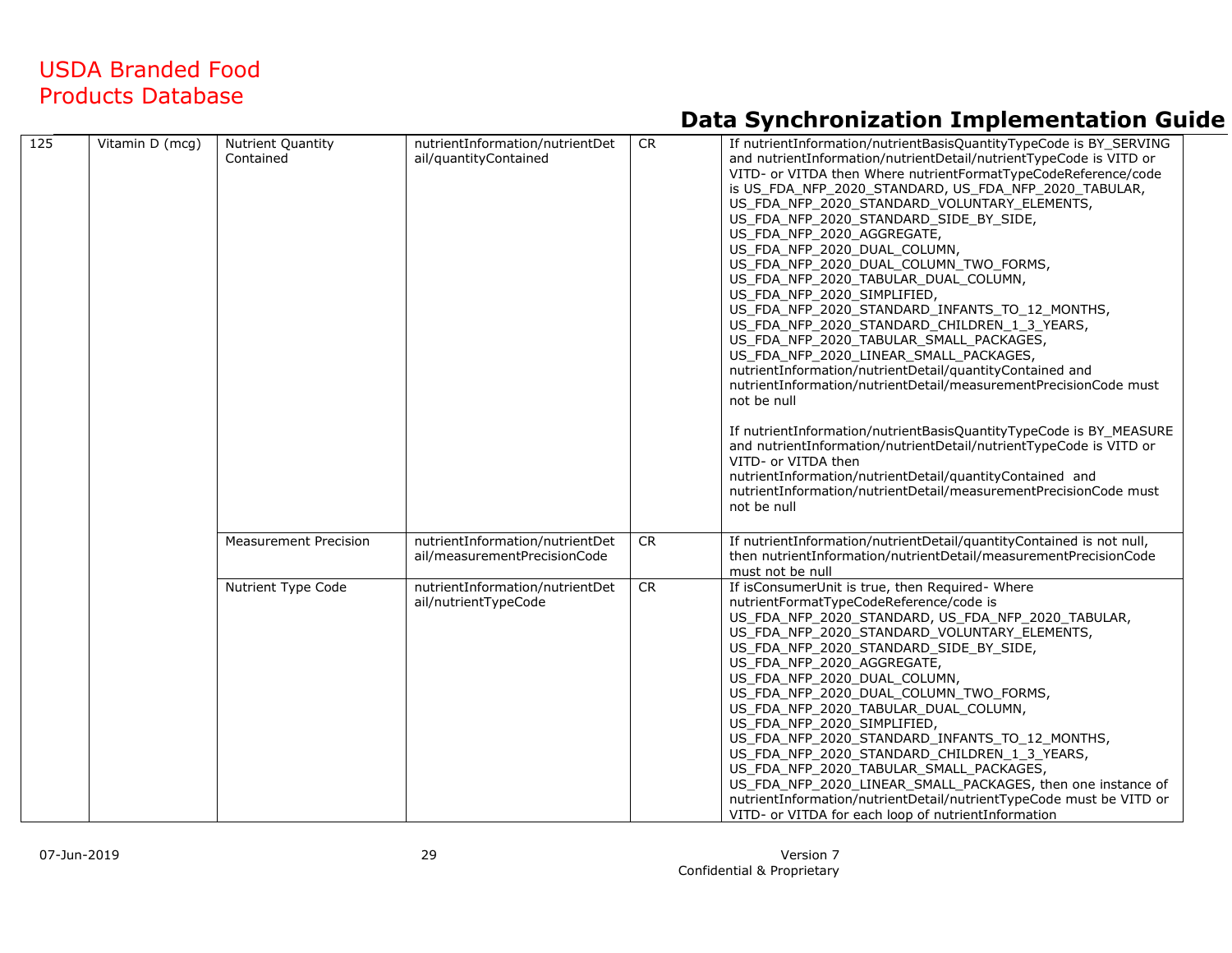| 125 | Vitamin D (mcg) | Nutrient Quantity Contained | nutrientInformation/nutrientDetail/quantityContained | CR | If nutrientInformation/nutrientBasisQuantityTypeCode is BY_SERVING and nutrientInformation/nutrientDetail/nutrientTypeCode is VITD or VITD- or VITDA then Where nutrientFormatTypeCodeReference/code is US_FDA_NFP_2020_STANDARD, US_FDA_NFP_2020_TABULAR, US_FDA_NFP_2020_STANDARD_VOLUNTARY_ELEMENTS, US_FDA_NFP_2020_STANDARD_SIDE_BY_SIDE, US_FDA_NFP_2020_AGGREGATE, US_FDA_NFP_2020_DUAL_COLUMN, US_FDA_NFP_2020_DUAL_COLUMN_TWO_FORMS, US_FDA_NFP_2020_TABULAR_DUAL_COLUMN, US_FDA_NFP_2020_SIMPLIFIED, US_FDA_NFP_2020_STANDARD_INFANTS_TO_12_MONTHS, US_FDA_NFP_2020_STANDARD_CHILDREN_1_3_YEARS, US_FDA_NFP_2020_TABULAR_SMALL_PACKAGES, US_FDA_NFP_2020_LINEAR_SMALL_PACKAGES, nutrientInformation/nutrientDetail/quantityContained and nutrientInformation/nutrientDetail/measurementPrecisionCode must not be null<br><br>If nutrientInformation/nutrientBasisQuantityTypeCode is BY_MEASURE and nutrientInformation/nutrientDetail/nutrientTypeCode is VITD or VITD- or VITDA then nutrientInformation/nutrientDetail/quantityContained and nutrientInformation/nutrientDetail/measurementPrecisionCode must not be null |
|---|---|---|---|---|---|
| | | Measurement Precision | nutrientInformation/nutrientDetail/measurementPrecisionCode | CR | If nutrientInformation/nutrientDetail/quantityContained is not null, then nutrientInformation/nutrientDetail/measurementPrecisionCode must not be null |
| | | Nutrient Type Code | nutrientInformation/nutrientDetail/nutrientTypeCode | CR | If isConsumerUnit is true, then Required- Where nutrientFormatTypeCodeReference/code is US_FDA_NFP_2020_STANDARD, US_FDA_NFP_2020_TABULAR, US_FDA_NFP_2020_STANDARD_VOLUNTARY_ELEMENTS, US_FDA_NFP_2020_STANDARD_SIDE_BY_SIDE, US_FDA_NFP_2020_AGGREGATE, US_FDA_NFP_2020_DUAL_COLUMN, US_FDA_NFP_2020_DUAL_COLUMN_TWO_FORMS, US_FDA_NFP_2020_TABULAR_DUAL_COLUMN, US_FDA_NFP_2020_SIMPLIFIED, US_FDA_NFP_2020_STANDARD_INFANTS_TO_12_MONTHS, US_FDA_NFP_2020_STANDARD_CHILDREN_1_3_YEARS, US_FDA_NFP_2020_TABULAR_SMALL_PACKAGES, US_FDA_NFP_2020_LINEAR_SMALL_PACKAGES, then one instance of nutrientInformation/nutrientDetail/nutrientTypeCode must be VITD or VITD- or VITDA for each loop of nutrientInformation |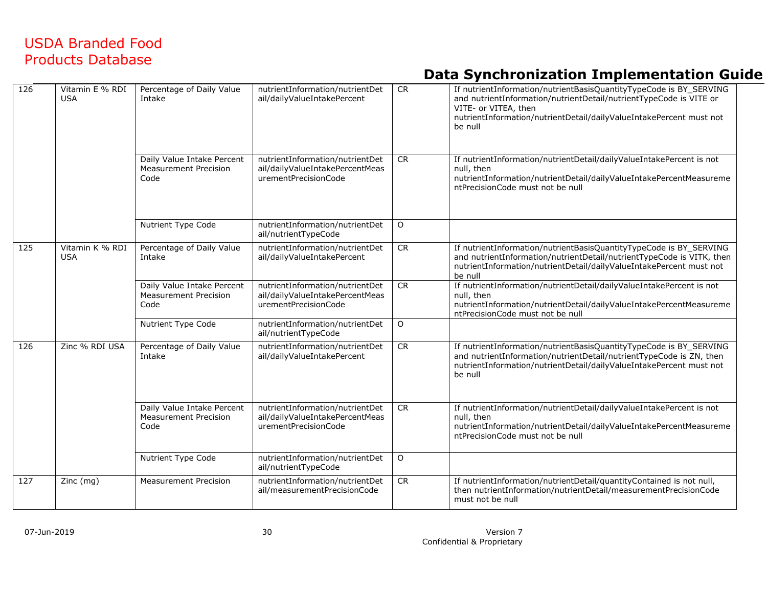| 126 | Vitamin E % RDI USA | Percentage of Daily Value Intake | nutrientInformation/nutrientDetail/dailyValueIntakePercent | CR | If nutrientInformation/nutrientBasisQuantityTypeCode is BY_SERVING and nutrientInformation/nutrientDetail/nutrientTypeCode is VITE or VITE- or VITEA, then nutrientInformation/nutrientDetail/dailyValueIntakePercent must not be null |
|---|---|---|---|---|---|
| | | Daily Value Intake Percent Measurement Precision Code | nutrientInformation/nutrientDetail/dailyValueIntakePercentMeasurementPrecisionCode | CR | If nutrientInformation/nutrientDetail/dailyValueIntakePercent is not null, then nutrientInformation/nutrientDetail/dailyValueIntakePercentMeasurementPrecisionCode must not be null |
| | | Nutrient Type Code | nutrientInformation/nutrientDetail/nutrientTypeCode | O | |
| 125 | Vitamin K % RDI USA | Percentage of Daily Value Intake | nutrientInformation/nutrientDetail/dailyValueIntakePercent | CR | If nutrientInformation/nutrientBasisQuantityTypeCode is BY_SERVING and nutrientInformation/nutrientDetail/nutrientTypeCode is VITK, then nutrientInformation/nutrientDetail/dailyValueIntakePercent must not be null |
| | | Daily Value Intake Percent Measurement Precision Code | nutrientInformation/nutrientDetail/dailyValueIntakePercentMeasurementPrecisionCode | CR | If nutrientInformation/nutrientDetail/dailyValueIntakePercent is not null, then nutrientInformation/nutrientDetail/dailyValueIntakePercentMeasurementPrecisionCode must not be null |
| | | Nutrient Type Code | nutrientInformation/nutrientDetail/nutrientTypeCode | O | |
| 126 | Zinc % RDI USA | Percentage of Daily Value Intake | nutrientInformation/nutrientDetail/dailyValueIntakePercent | CR | If nutrientInformation/nutrientBasisQuantityTypeCode is BY_SERVING and nutrientInformation/nutrientDetail/nutrientTypeCode is ZN, then nutrientInformation/nutrientDetail/dailyValueIntakePercent must not be null |
| | | Daily Value Intake Percent Measurement Precision Code | nutrientInformation/nutrientDetail/dailyValueIntakePercentMeasurementPrecisionCode | CR | If nutrientInformation/nutrientDetail/dailyValueIntakePercent is not null, then nutrientInformation/nutrientDetail/dailyValueIntakePercentMeasurementPrecisionCode must not be null |
| | | Nutrient Type Code | nutrientInformation/nutrientDetail/nutrientTypeCode | O | |
| 127 | Zinc (mg) | Measurement Precision | nutrientInformation/nutrientDetail/measurementPrecisionCode | CR | If nutrientInformation/nutrientDetail/quantityContained is not null, then nutrientInformation/nutrientDetail/measurementPrecisionCode must not be null |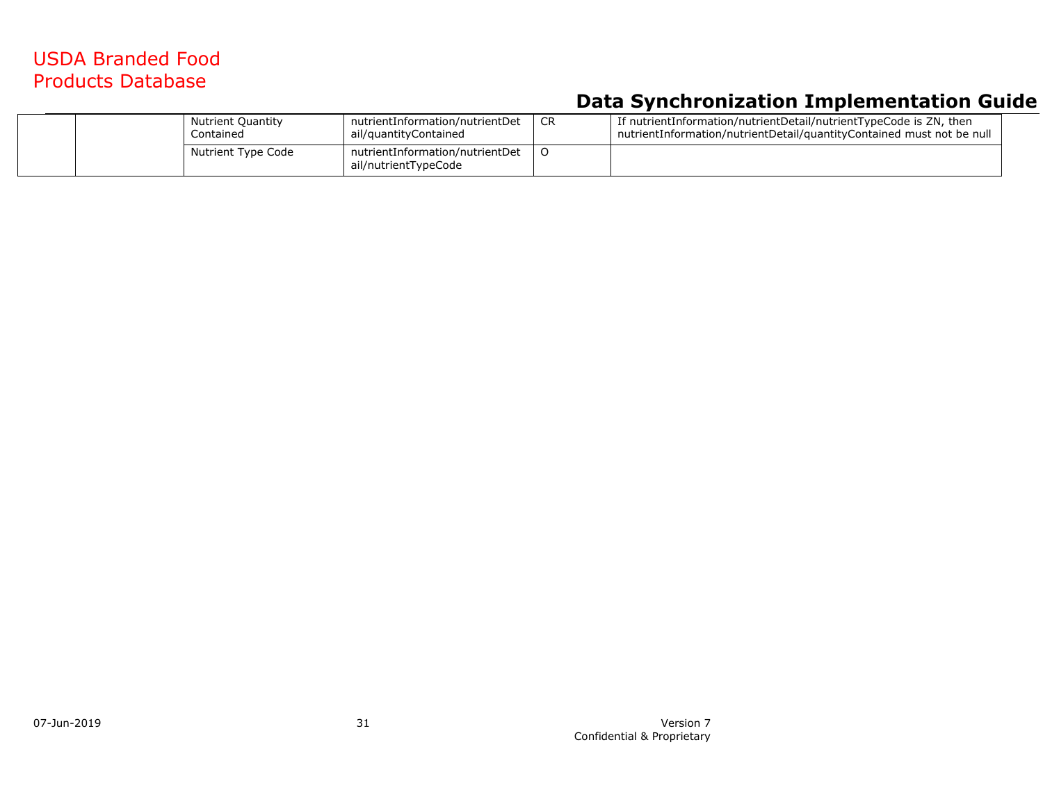| | | | | | |
|---|---|---|---|---|---|
| | | Nutrient Quantity Contained | nutrientInformation/nutrientDetail/quantityContained | CR | If nutrientInformation/nutrientDetail/nutrientTypeCode is ZN, then nutrientInformation/nutrientDetail/quantityContained must not be null |
| | | Nutrient Type Code | nutrientInformation/nutrientDetail/nutrientTypeCode | O | |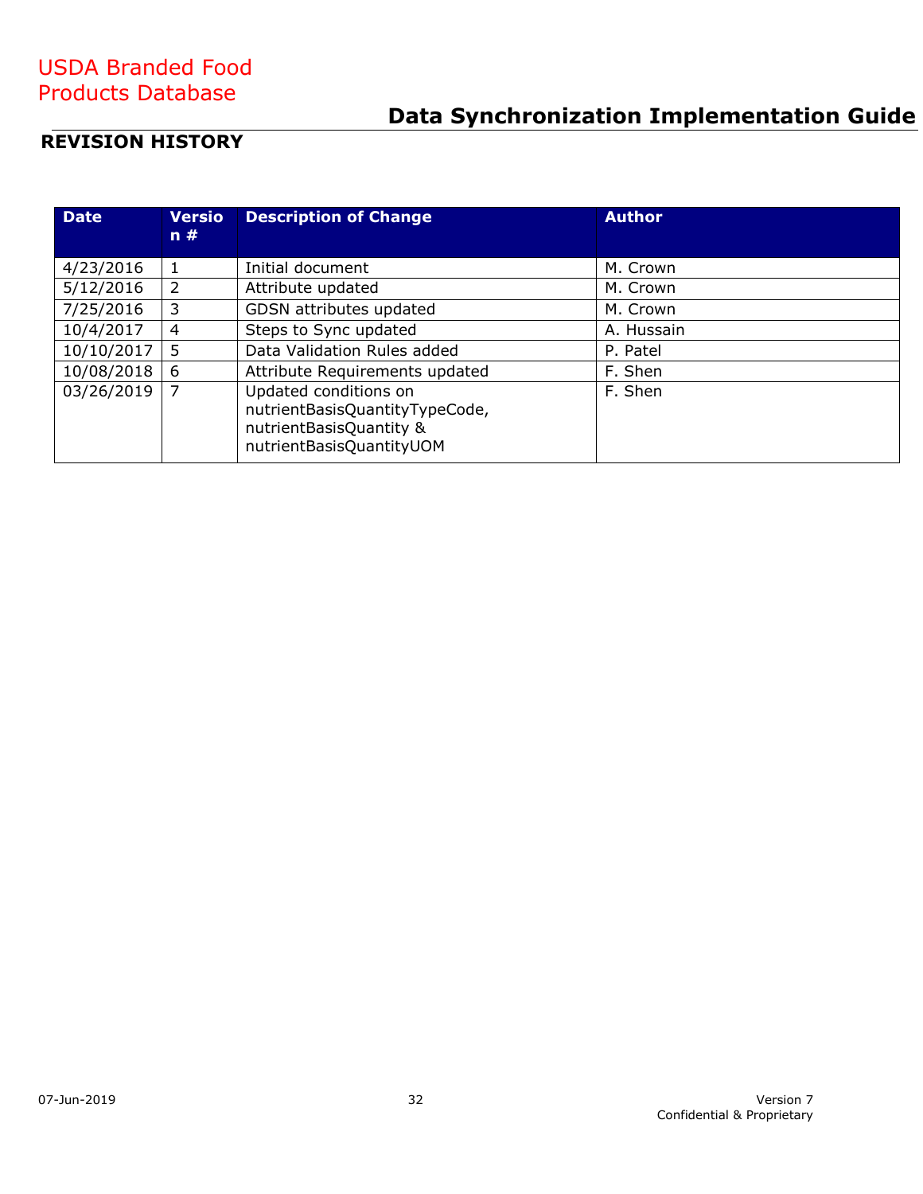## REVISION HISTORY

| Date | Version # | Description of Change | Author |
|---|---|---|---|
| 4/23/2016 | 1 | Initial document | M. Crown |
| 5/12/2016 | 2 | Attribute updated | M. Crown |
| 7/25/2016 | 3 | GDSN attributes updated | M. Crown |
| 10/4/2017 | 4 | Steps to Sync updated | A. Hussain |
| 10/10/2017 | 5 | Data Validation Rules added | P. Patel |
| 10/08/2018 | 6 | Attribute Requirements updated | F. Shen |
| 03/26/2019 | 7 | Updated conditions on nutrientBasisQuantityTypeCode, nutrientBasisQuantity & nutrientBasisQuantityUOM | F. Shen |